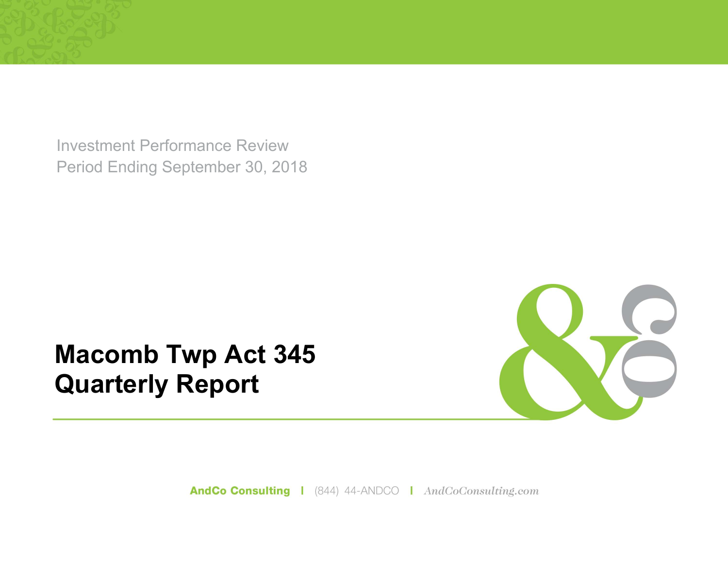Investment Performance Review
Period Ending September 30, 2018

# Macomb Twp Act 345 Quarterly Report

AndCo Consulting | (844) 44-ANDCO | AndCoConsulting.com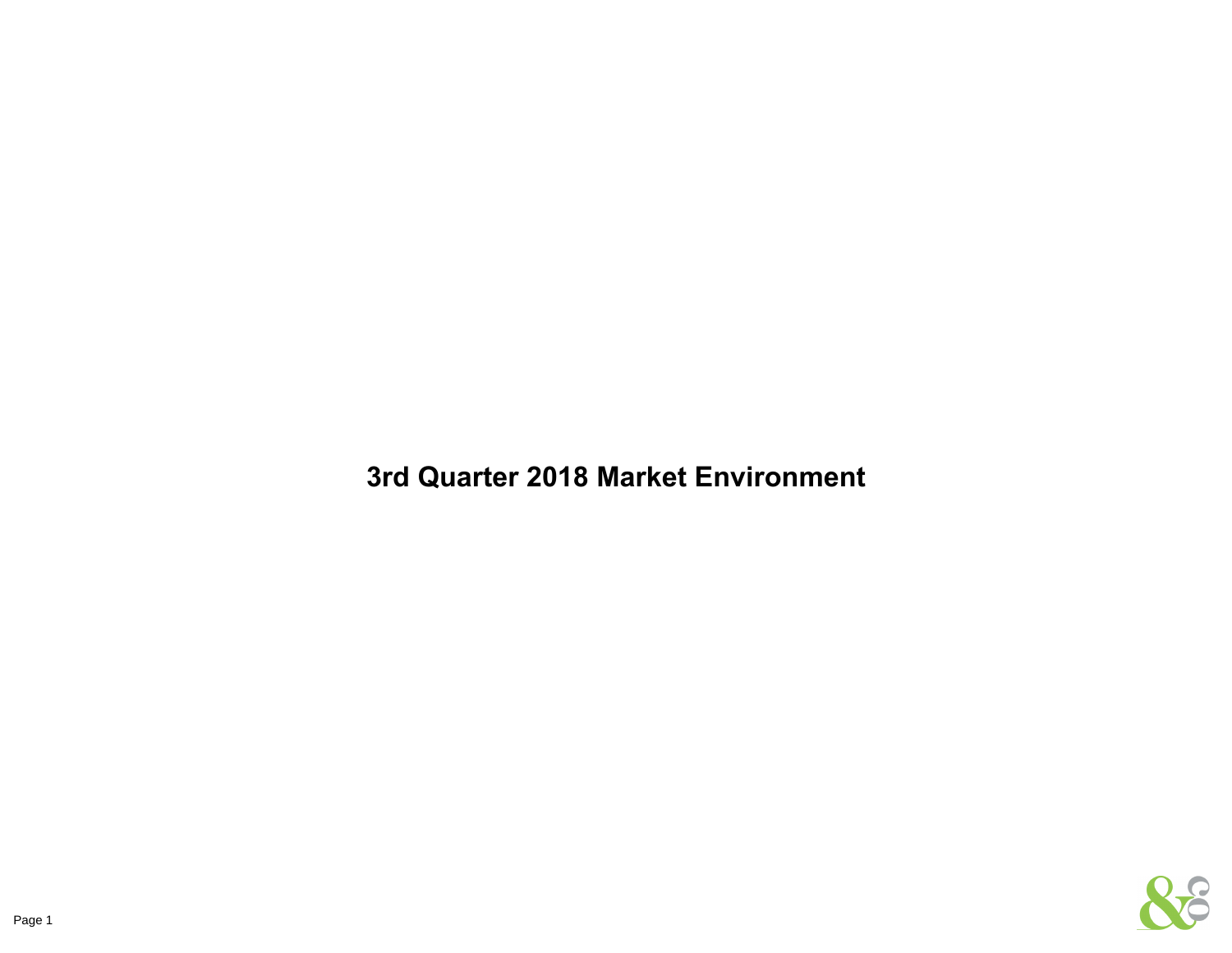# 3rd Quarter 2018 Market Environment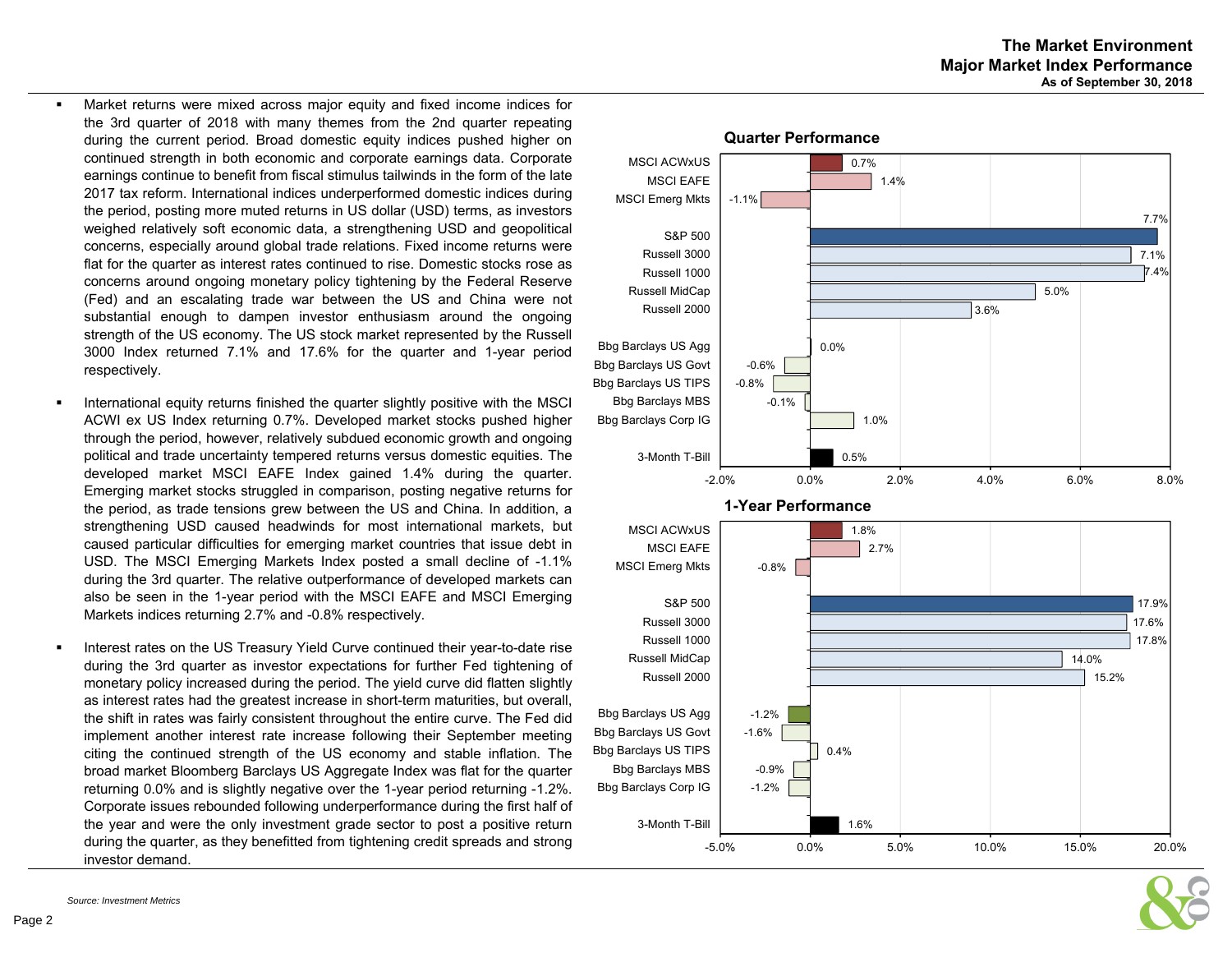# The Market Environment
## Major Market Index Performance
### As of September 30, 2018

- Market returns were mixed across major equity and fixed income indices for the 3rd quarter of 2018 with many themes from the 2nd quarter repeating during the current period. Broad domestic equity indices pushed higher on continued strength in both economic and corporate earnings data. Corporate earnings continue to benefit from fiscal stimulus tailwinds in the form of the late 2017 tax reform. International indices underperformed domestic indices during the period, posting more muted returns in US dollar (USD) terms, as investors weighed relatively soft economic data, a strengthening USD and geopolitical concerns, especially around global trade relations. Fixed income returns were flat for the quarter as interest rates continued to rise. Domestic stocks rose as concerns around ongoing monetary policy tightening by the Federal Reserve (Fed) and an escalating trade war between the US and China were not substantial enough to dampen investor enthusiasm around the ongoing strength of the US economy. The US stock market represented by the Russell 3000 Index returned 7.1% and 17.6% for the quarter and 1-year period respectively.

- International equity returns finished the quarter slightly positive with the MSCI ACWI ex US Index returning 0.7%. Developed market stocks pushed higher through the period, however, relatively subdued economic growth and ongoing political and trade uncertainty tempered returns versus domestic equities. The developed market MSCI EAFE Index gained 1.4% during the quarter. Emerging market stocks struggled in comparison, posting negative returns for the period, as trade tensions grew between the US and China. In addition, a strengthening USD caused headwinds for most international markets, but caused particular difficulties for emerging market countries that issue debt in USD. The MSCI Emerging Markets Index posted a small decline of -1.1% during the 3rd quarter. The relative outperformance of developed markets can also be seen in the 1-year period with the MSCI EAFE and MSCI Emerging Markets indices returning 2.7% and -0.8% respectively.

- Interest rates on the US Treasury Yield Curve continued their year-to-date rise during the 3rd quarter as investor expectations for further Fed tightening of monetary policy increased during the period. The yield curve did flatten slightly as interest rates had the greatest increase in short-term maturities, but overall, the shift in rates was fairly consistent throughout the entire curve. The Fed did implement another interest rate increase following their September meeting citing the continued strength of the US economy and stable inflation. The broad market Bloomberg Barclays US Aggregate Index was flat for the quarter returning 0.0% and is slightly negative over the 1-year period returning -1.2%. Corporate issues rebounded following underperformance during the first half of the year and were the only investment grade sector to post a positive return during the quarter, as they benefitted from tightening credit spreads and strong investor demand.

**Quarter Performance**

| Index | Return |
|---|---|
| MSCI ACWxUS | 0.7% |
| MSCI EAFE | 1.4% |
| MSCI Emerg Mkts | -1.1% |
| S&P 500 | 7.7% |
| Russell 3000 | 7.1% |
| Russell 1000 | 7.4% |
| Russell MidCap | 5.0% |
| Russell 2000 | 3.6% |
| Bbg Barclays US Agg | 0.0% |
| Bbg Barclays US Govt | -0.6% |
| Bbg Barclays US TIPS | -0.8% |
| Bbg Barclays MBS | -0.1% |
| Bbg Barclays Corp IG | 1.0% |
| 3-Month T-Bill | 0.5% |

**1-Year Performance**

| Index | Return |
|---|---|
| MSCI ACWxUS | 1.8% |
| MSCI EAFE | 2.7% |
| MSCI Emerg Mkts | -0.8% |
| S&P 500 | 17.9% |
| Russell 3000 | 17.6% |
| Russell 1000 | 17.8% |
| Russell MidCap | 14.0% |
| Russell 2000 | 15.2% |
| Bbg Barclays US Agg | -1.2% |
| Bbg Barclays US Govt | -1.6% |
| Bbg Barclays US TIPS | 0.4% |
| Bbg Barclays MBS | -0.9% |
| Bbg Barclays Corp IG | -1.2% |
| 3-Month T-Bill | 1.6% |

*Source: Investment Metrics*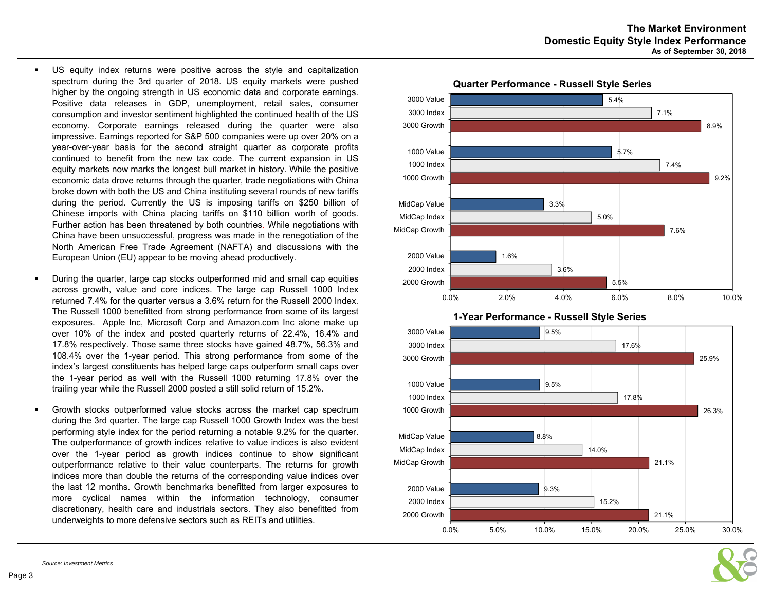# The Market Environment
## Domestic Equity Style Index Performance
### As of September 30, 2018

- US equity index returns were positive across the style and capitalization spectrum during the 3rd quarter of 2018. US equity markets were pushed higher by the ongoing strength in US economic data and corporate earnings. Positive data releases in GDP, unemployment, retail sales, consumer consumption and investor sentiment highlighted the continued health of the US economy. Corporate earnings released during the quarter were also impressive. Earnings reported for S&P 500 companies were up over 20% on a year-over-year basis for the second straight quarter as corporate profits continued to benefit from the new tax code. The current expansion in US equity markets now marks the longest bull market in history. While the positive economic data drove returns through the quarter, trade negotiations with China broke down with both the US and China instituting several rounds of new tariffs during the period. Currently the US is imposing tariffs on $250 billion of Chinese imports with China placing tariffs on $110 billion worth of goods. Further action has been threatened by both countries. While negotiations with China have been unsuccessful, progress was made in the renegotiation of the North American Free Trade Agreement (NAFTA) and discussions with the European Union (EU) appear to be moving ahead productively.

- During the quarter, large cap stocks outperformed mid and small cap equities across growth, value and core indices. The large cap Russell 1000 Index returned 7.4% for the quarter versus a 3.6% return for the Russell 2000 Index. The Russell 1000 benefitted from strong performance from some of its largest exposures. Apple Inc, Microsoft Corp and Amazon.com Inc alone make up over 10% of the index and posted quarterly returns of 22.4%, 16.4% and 17.8% respectively. Those same three stocks have gained 48.7%, 56.3% and 108.4% over the 1-year period. This strong performance from some of the index's largest constituents has helped large caps outperform small caps over the 1-year period as well with the Russell 1000 returning 17.8% over the trailing year while the Russell 2000 posted a still solid return of 15.2%.

- Growth stocks outperformed value stocks across the market cap spectrum during the 3rd quarter. The large cap Russell 1000 Growth Index was the best performing style index for the period returning a notable 9.2% for the quarter. The outperformance of growth indices relative to value indices is also evident over the 1-year period as growth indices continue to show significant outperformance relative to their value counterparts. The returns for growth indices more than double the returns of the corresponding value indices over the last 12 months. Growth benchmarks benefitted from larger exposures to more cyclical names within the information technology, consumer discretionary, health care and industrials sectors. They also benefitted from underweights to more defensive sectors such as REITs and utilities.

**Quarter Performance - Russell Style Series**

| Index | Return |
|---|---|
| 3000 Value | 5.4% |
| 3000 Index | 7.1% |
| 3000 Growth | 8.9% |
| 1000 Value | 5.7% |
| 1000 Index | 7.4% |
| 1000 Growth | 9.2% |
| MidCap Value | 3.3% |
| MidCap Index | 5.0% |
| MidCap Growth | 7.6% |
| 2000 Value | 1.6% |
| 2000 Index | 3.6% |
| 2000 Growth | 5.5% |

**1-Year Performance - Russell Style Series**

| Index | Return |
|---|---|
| 3000 Value | 9.5% |
| 3000 Index | 17.6% |
| 3000 Growth | 25.9% |
| 1000 Value | 9.5% |
| 1000 Index | 17.8% |
| 1000 Growth | 26.3% |
| MidCap Value | 8.8% |
| MidCap Index | 14.0% |
| MidCap Growth | 21.1% |
| 2000 Value | 9.3% |
| 2000 Index | 15.2% |
| 2000 Growth | 21.1% |

*Source: Investment Metrics*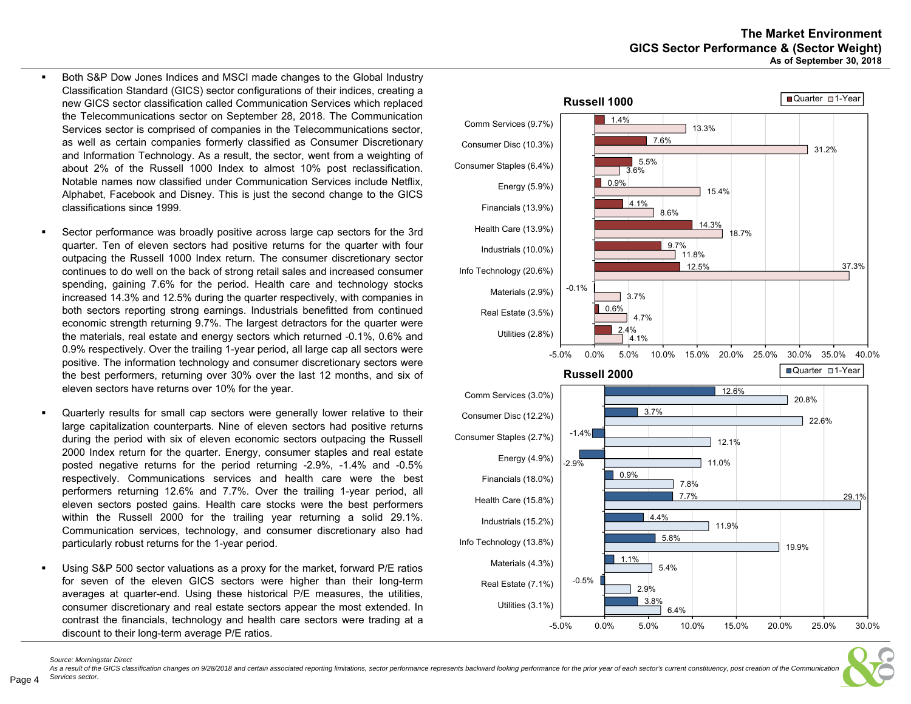# The Market Environment
## GICS Sector Performance & (Sector Weight)
### As of September 30, 2018

- Both S&P Dow Jones Indices and MSCI made changes to the Global Industry Classification Standard (GICS) sector configurations of their indices, creating a new GICS sector classification called Communication Services which replaced the Telecommunications sector on September 28, 2018. The Communication Services sector is comprised of companies in the Telecommunications sector, as well as certain companies formerly classified as Consumer Discretionary and Information Technology. As a result, the sector, went from a weighting of about 2% of the Russell 1000 Index to almost 10% post reclassification. Notable names now classified under Communication Services include Netflix, Alphabet, Facebook and Disney. This is just the second change to the GICS classifications since 1999.

- Sector performance was broadly positive across large cap sectors for the 3rd quarter. Ten of eleven sectors had positive returns for the quarter with four outpacing the Russell 1000 Index return. The consumer discretionary sector continues to do well on the back of strong retail sales and increased consumer spending, gaining 7.6% for the period. Health care and technology stocks increased 14.3% and 12.5% during the quarter respectively, with companies in both sectors reporting strong earnings. Industrials benefitted from continued economic strength returning 9.7%. The largest detractors for the quarter were the materials, real estate and energy sectors which returned -0.1%, 0.6% and 0.9% respectively. Over the trailing 1-year period, all large cap all sectors were positive. The information technology and consumer discretionary sectors were the best performers, returning over 30% over the last 12 months, and six of eleven sectors have returns over 10% for the year.

- Quarterly results for small cap sectors were generally lower relative to their large capitalization counterparts. Nine of eleven sectors had positive returns during the period with six of eleven economic sectors outpacing the Russell 2000 Index return for the quarter. Energy, consumer staples and real estate posted negative returns for the period returning -2.9%, -1.4% and -0.5% respectively. Communications services and health care were the best performers returning 12.6% and 7.7%. Over the trailing 1-year period, all eleven sectors posted gains. Health care stocks were the best performers within the Russell 2000 for the trailing year returning a solid 29.1%. Communication services, technology, and consumer discretionary also had particularly robust returns for the 1-year period.

- Using S&P 500 sector valuations as a proxy for the market, forward P/E ratios for seven of the eleven GICS sectors were higher than their long-term averages at quarter-end. Using these historical P/E measures, the utilities, consumer discretionary and real estate sectors appear the most extended. In contrast the financials, technology and health care sectors were trading at a discount to their long-term average P/E ratios.

**Russell 1000**

| Sector (Weight) | Quarter | 1-Year |
|---|---|---|
| Comm Services (9.7%) | 1.4% | 13.3% |
| Consumer Disc (10.3%) | 7.6% | 31.2% |
| Consumer Staples (6.4%) | 5.5% | 3.6% |
| Energy (5.9%) | 0.9% | 15.4% |
| Financials (13.9%) | 4.1% | 8.6% |
| Health Care (13.9%) | 14.3% | 18.7% |
| Industrials (10.0%) | 9.7% | 11.8% |
| Info Technology (20.6%) | 12.5% | 37.3% |
| Materials (2.9%) | -0.1% | 3.7% |
| Real Estate (3.5%) | 0.6% | 4.7% |
| Utilities (2.8%) | 2.4% | 4.1% |

**Russell 2000**

| Sector (Weight) | Quarter | 1-Year |
|---|---|---|
| Comm Services (3.0%) | 12.6% | 20.8% |
| Consumer Disc (12.2%) | 3.7% | 22.6% |
| Consumer Staples (2.7%) | -1.4% | 12.1% |
| Energy (4.9%) | -2.9% | 11.0% |
| Financials (18.0%) | 0.9% | 7.8% |
| Health Care (15.8%) | 7.7% | 29.1% |
| Industrials (15.2%) | 4.4% | 11.9% |
| Info Technology (13.8%) | 5.8% | 19.9% |
| Materials (4.3%) | 1.1% | 5.4% |
| Real Estate (7.1%) | -0.5% | 2.9% |
| Utilities (3.1%) | 3.8% | 6.4% |

*Source: Morningstar Direct*

*As a result of the GICS classification changes on 9/28/2018 and certain associated reporting limitations, sector performance represents backward looking performance for the prior year of each sector's current constituency, post creation of the Communication Services sector.*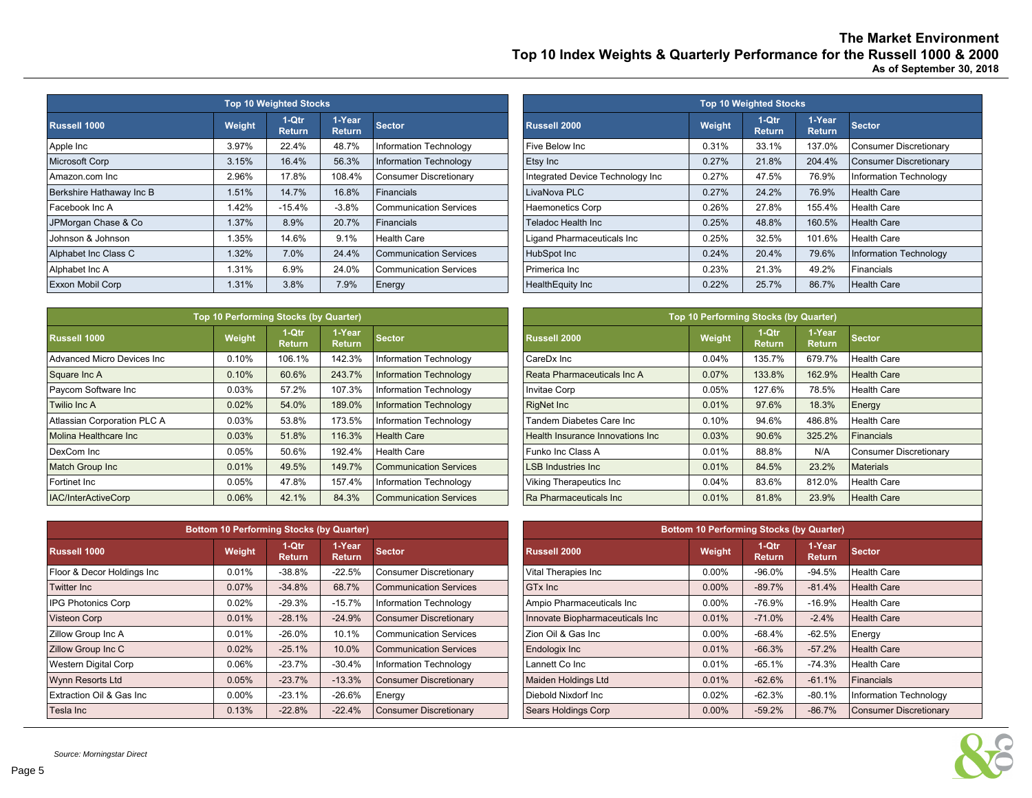# The Market Environment
## Top 10 Index Weights & Quarterly Performance for the Russell 1000 & 2000
### As of September 30, 2018

**Top 10 Weighted Stocks**

| Russell 1000 | Weight | 1-Qtr Return | 1-Year Return | Sector |
|---|---|---|---|---|
| Apple Inc | 3.97% | 22.4% | 48.7% | Information Technology |
| Microsoft Corp | 3.15% | 16.4% | 56.3% | Information Technology |
| Amazon.com Inc | 2.96% | 17.8% | 108.4% | Consumer Discretionary |
| Berkshire Hathaway Inc B | 1.51% | 14.7% | 16.8% | Financials |
| Facebook Inc A | 1.42% | -15.4% | -3.8% | Communication Services |
| JPMorgan Chase & Co | 1.37% | 8.9% | 20.7% | Financials |
| Johnson & Johnson | 1.35% | 14.6% | 9.1% | Health Care |
| Alphabet Inc Class C | 1.32% | 7.0% | 24.4% | Communication Services |
| Alphabet Inc A | 1.31% | 6.9% | 24.0% | Communication Services |
| Exxon Mobil Corp | 1.31% | 3.8% | 7.9% | Energy |

**Top 10 Weighted Stocks**

| Russell 2000 | Weight | 1-Qtr Return | 1-Year Return | Sector |
|---|---|---|---|---|
| Five Below Inc | 0.31% | 33.1% | 137.0% | Consumer Discretionary |
| Etsy Inc | 0.27% | 21.8% | 204.4% | Consumer Discretionary |
| Integrated Device Technology Inc | 0.27% | 47.5% | 76.9% | Information Technology |
| LivaNova PLC | 0.27% | 24.2% | 76.9% | Health Care |
| Haemonetics Corp | 0.26% | 27.8% | 155.4% | Health Care |
| Teladoc Health Inc | 0.25% | 48.8% | 160.5% | Health Care |
| Ligand Pharmaceuticals Inc | 0.25% | 32.5% | 101.6% | Health Care |
| HubSpot Inc | 0.24% | 20.4% | 79.6% | Information Technology |
| Primerica Inc | 0.23% | 21.3% | 49.2% | Financials |
| HealthEquity Inc | 0.22% | 25.7% | 86.7% | Health Care |

**Top 10 Performing Stocks (by Quarter)**

| Russell 1000 | Weight | 1-Qtr Return | 1-Year Return | Sector |
|---|---|---|---|---|
| Advanced Micro Devices Inc | 0.10% | 106.1% | 142.3% | Information Technology |
| Square Inc A | 0.10% | 60.6% | 243.7% | Information Technology |
| Paycom Software Inc | 0.03% | 57.2% | 107.3% | Information Technology |
| Twilio Inc A | 0.02% | 54.0% | 189.0% | Information Technology |
| Atlassian Corporation PLC A | 0.03% | 53.8% | 173.5% | Information Technology |
| Molina Healthcare Inc | 0.03% | 51.8% | 116.3% | Health Care |
| DexCom Inc | 0.05% | 50.6% | 192.4% | Health Care |
| Match Group Inc | 0.01% | 49.5% | 149.7% | Communication Services |
| Fortinet Inc | 0.05% | 47.8% | 157.4% | Information Technology |
| IAC/InterActiveCorp | 0.06% | 42.1% | 84.3% | Communication Services |

**Top 10 Performing Stocks (by Quarter)**

| Russell 2000 | Weight | 1-Qtr Return | 1-Year Return | Sector |
|---|---|---|---|---|
| CareDx Inc | 0.04% | 135.7% | 679.7% | Health Care |
| Reata Pharmaceuticals Inc A | 0.07% | 133.8% | 162.9% | Health Care |
| Invitae Corp | 0.05% | 127.6% | 78.5% | Health Care |
| RigNet Inc | 0.01% | 97.6% | 18.3% | Energy |
| Tandem Diabetes Care Inc | 0.10% | 94.6% | 486.8% | Health Care |
| Health Insurance Innovations Inc | 0.03% | 90.6% | 325.2% | Financials |
| Funko Inc Class A | 0.01% | 88.8% | N/A | Consumer Discretionary |
| LSB Industries Inc | 0.01% | 84.5% | 23.2% | Materials |
| Viking Therapeutics Inc | 0.04% | 83.6% | 812.0% | Health Care |
| Ra Pharmaceuticals Inc | 0.01% | 81.8% | 23.9% | Health Care |

**Bottom 10 Performing Stocks (by Quarter)**

| Russell 1000 | Weight | 1-Qtr Return | 1-Year Return | Sector |
|---|---|---|---|---|
| Floor & Decor Holdings Inc | 0.01% | -38.8% | -22.5% | Consumer Discretionary |
| Twitter Inc | 0.07% | -34.8% | 68.7% | Communication Services |
| IPG Photonics Corp | 0.02% | -29.3% | -15.7% | Information Technology |
| Visteon Corp | 0.01% | -28.1% | -24.9% | Consumer Discretionary |
| Zillow Group Inc A | 0.01% | -26.0% | 10.1% | Communication Services |
| Zillow Group Inc C | 0.02% | -25.1% | 10.0% | Communication Services |
| Western Digital Corp | 0.06% | -23.7% | -30.4% | Information Technology |
| Wynn Resorts Ltd | 0.05% | -23.7% | -13.3% | Consumer Discretionary |
| Extraction Oil & Gas Inc | 0.00% | -23.1% | -26.6% | Energy |
| Tesla Inc | 0.13% | -22.8% | -22.4% | Consumer Discretionary |

**Bottom 10 Performing Stocks (by Quarter)**

| Russell 2000 | Weight | 1-Qtr Return | 1-Year Return | Sector |
|---|---|---|---|---|
| Vital Therapies Inc | 0.00% | -96.0% | -94.5% | Health Care |
| GTx Inc | 0.00% | -89.7% | -81.4% | Health Care |
| Ampio Pharmaceuticals Inc | 0.00% | -76.9% | -16.9% | Health Care |
| Innovate Biopharmaceuticals Inc | 0.01% | -71.0% | -2.4% | Health Care |
| Zion Oil & Gas Inc | 0.00% | -68.4% | -62.5% | Energy |
| Endologix Inc | 0.01% | -66.3% | -57.2% | Health Care |
| Lannett Co Inc | 0.01% | -65.1% | -74.3% | Health Care |
| Maiden Holdings Ltd | 0.01% | -62.6% | -61.1% | Financials |
| Diebold Nixdorf Inc | 0.02% | -62.3% | -80.1% | Information Technology |
| Sears Holdings Corp | 0.00% | -59.2% | -86.7% | Consumer Discretionary |

*Source: Morningstar Direct*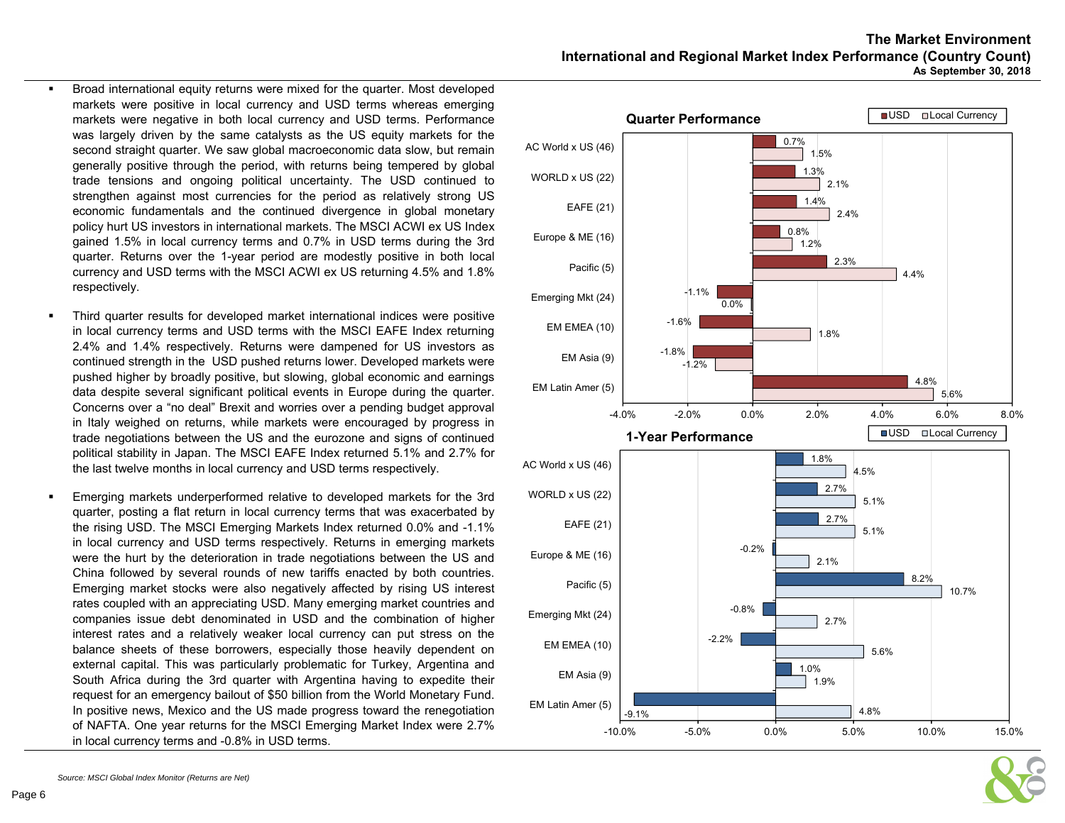# The Market Environment
## International and Regional Market Index Performance (Country Count)
### As September 30, 2018

- Broad international equity returns were mixed for the quarter. Most developed markets were positive in local currency and USD terms whereas emerging markets were negative in both local currency and USD terms. Performance was largely driven by the same catalysts as the US equity markets for the second straight quarter. We saw global macroeconomic data slow, but remain generally positive through the period, with returns being tempered by global trade tensions and ongoing political uncertainty. The USD continued to strengthen against most currencies for the period as relatively strong US economic fundamentals and the continued divergence in global monetary policy hurt US investors in international markets. The MSCI ACWI ex US Index gained 1.5% in local currency terms and 0.7% in USD terms during the 3rd quarter. Returns over the 1-year period are modestly positive in both local currency and USD terms with the MSCI ACWI ex US returning 4.5% and 1.8% respectively.

- Third quarter results for developed market international indices were positive in local currency terms and USD terms with the MSCI EAFE Index returning 2.4% and 1.4% respectively. Returns were dampened for US investors as continued strength in the USD pushed returns lower. Developed markets were pushed higher by broadly positive, but slowing, global economic and earnings data despite several significant political events in Europe during the quarter. Concerns over a "no deal" Brexit and worries over a pending budget approval in Italy weighed on returns, while markets were encouraged by progress in trade negotiations between the US and the eurozone and signs of continued political stability in Japan. The MSCI EAFE Index returned 5.1% and 2.7% for the last twelve months in local currency and USD terms respectively.

- Emerging markets underperformed relative to developed markets for the 3rd quarter, posting a flat return in local currency terms that was exacerbated by the rising USD. The MSCI Emerging Markets Index returned 0.0% and -1.1% in local currency and USD terms respectively. Returns in emerging markets were the hurt by the deterioration in trade negotiations between the US and China followed by several rounds of new tariffs enacted by both countries. Emerging market stocks were also negatively affected by rising US interest rates coupled with an appreciating USD. Many emerging market countries and companies issue debt denominated in USD and the combination of higher interest rates and a relatively weaker local currency can put stress on the balance sheets of these borrowers, especially those heavily dependent on external capital. This was particularly problematic for Turkey, Argentina and South Africa during the 3rd quarter with Argentina having to expedite their request for an emergency bailout of $50 billion from the World Monetary Fund. In positive news, Mexico and the US made progress toward the renegotiation of NAFTA. One year returns for the MSCI Emerging Market Index were 2.7% in local currency terms and -0.8% in USD terms.

**Quarter Performance**

| Index | USD | Local Currency |
|---|---|---|
| AC World x US (46) | 0.7% | 1.5% |
| WORLD x US (22) | 1.3% | 2.1% |
| EAFE (21) | 1.4% | 2.4% |
| Europe & ME (16) | 0.8% | 1.2% |
| Pacific (5) | 2.3% | 4.4% |
| Emerging Mkt (24) | -1.1% | 0.0% |
| EM EMEA (10) | -1.6% | 1.8% |
| EM Asia (9) | -1.8% | -1.2% |
| EM Latin Amer (5) | 4.8% | 5.6% |

**1-Year Performance**

| Index | USD | Local Currency |
|---|---|---|
| AC World x US (46) | 1.8% | 4.5% |
| WORLD x US (22) | 2.7% | 5.1% |
| EAFE (21) | 2.7% | 5.1% |
| Europe & ME (16) | -0.2% | 2.1% |
| Pacific (5) | 8.2% | 10.7% |
| Emerging Mkt (24) | -0.8% | 2.7% |
| EM EMEA (10) | -2.2% | 5.6% |
| EM Asia (9) | 1.0% | 1.9% |
| EM Latin Amer (5) | -9.1% | 4.8% |

*Source: MSCI Global Index Monitor (Returns are Net)*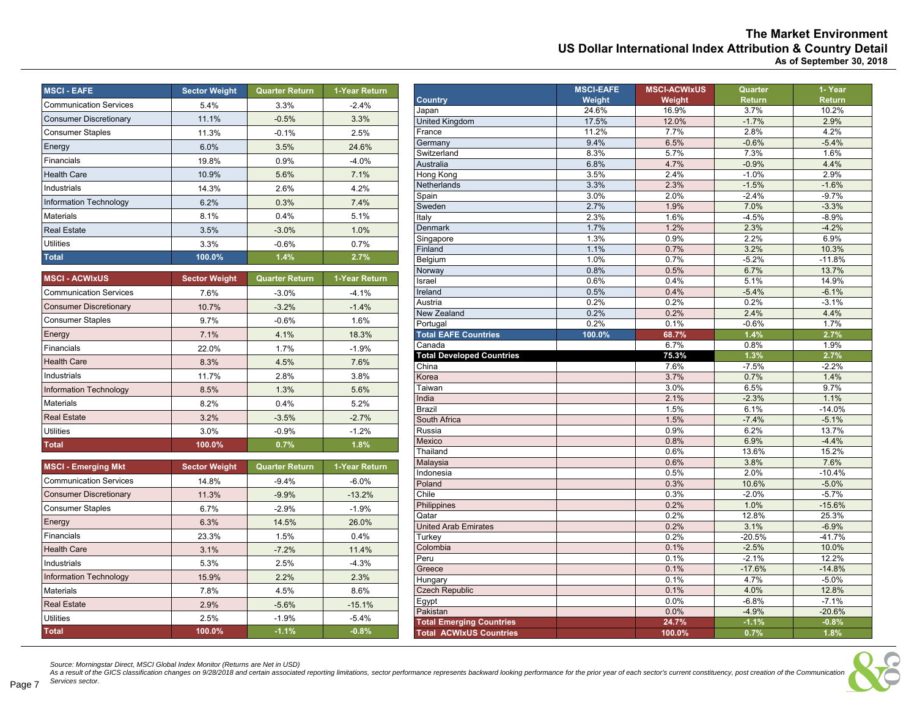# The Market Environment
## US Dollar International Index Attribution & Country Detail
### As of September 30, 2018

| MSCI - EAFE | Sector Weight | Quarter Return | 1-Year Return |
|---|---|---|---|
| Communication Services | 5.4% | 3.3% | -2.4% |
| Consumer Discretionary | 11.1% | -0.5% | 3.3% |
| Consumer Staples | 11.3% | -0.1% | 2.5% |
| Energy | 6.0% | 3.5% | 24.6% |
| Financials | 19.8% | 0.9% | -4.0% |
| Health Care | 10.9% | 5.6% | 7.1% |
| Industrials | 14.3% | 2.6% | 4.2% |
| Information Technology | 6.2% | 0.3% | 7.4% |
| Materials | 8.1% | 0.4% | 5.1% |
| Real Estate | 3.5% | -3.0% | 1.0% |
| Utilities | 3.3% | -0.6% | 0.7% |
| **Total** | **100.0%** | **1.4%** | **2.7%** |

| MSCI - ACWIxUS | Sector Weight | Quarter Return | 1-Year Return |
|---|---|---|---|
| Communication Services | 7.6% | -3.0% | -4.1% |
| Consumer Discretionary | 10.7% | -3.2% | -1.4% |
| Consumer Staples | 9.7% | -0.6% | 1.6% |
| Energy | 7.1% | 4.1% | 18.3% |
| Financials | 22.0% | 1.7% | -1.9% |
| Health Care | 8.3% | 4.5% | 7.6% |
| Industrials | 11.7% | 2.8% | 3.8% |
| Information Technology | 8.5% | 1.3% | 5.6% |
| Materials | 8.2% | 0.4% | 5.2% |
| Real Estate | 3.2% | -3.5% | -2.7% |
| Utilities | 3.0% | -0.9% | -1.2% |
| **Total** | **100.0%** | **0.7%** | **1.8%** |

| MSCI - Emerging Mkt | Sector Weight | Quarter Return | 1-Year Return |
|---|---|---|---|
| Communication Services | 14.8% | -9.4% | -6.0% |
| Consumer Discretionary | 11.3% | -9.9% | -13.2% |
| Consumer Staples | 6.7% | -2.9% | -1.9% |
| Energy | 6.3% | 14.5% | 26.0% |
| Financials | 23.3% | 1.5% | 0.4% |
| Health Care | 3.1% | -7.2% | 11.4% |
| Industrials | 5.3% | 2.5% | -4.3% |
| Information Technology | 15.9% | 2.2% | 2.3% |
| Materials | 7.8% | 4.5% | 8.6% |
| Real Estate | 2.9% | -5.6% | -15.1% |
| Utilities | 2.5% | -1.9% | -5.4% |
| **Total** | **100.0%** | **-1.1%** | **-0.8%** |

| Country | MSCI-EAFE Weight | MSCI-ACWIxUS Weight | Quarter Return | 1- Year Return |
|---|---|---|---|---|
| Japan | 24.6% | 16.9% | 3.7% | 10.2% |
| United Kingdom | 17.5% | 12.0% | -1.7% | 2.9% |
| France | 11.2% | 7.7% | 2.8% | 4.2% |
| Germany | 9.4% | 6.5% | -0.6% | -5.4% |
| Switzerland | 8.3% | 5.7% | 7.3% | 1.6% |
| Australia | 6.8% | 4.7% | -0.9% | 4.4% |
| Hong Kong | 3.5% | 2.4% | -1.0% | 2.9% |
| Netherlands | 3.3% | 2.3% | -1.5% | -1.6% |
| Spain | 3.0% | 2.0% | -2.4% | -9.7% |
| Sweden | 2.7% | 1.9% | 7.0% | -3.3% |
| Italy | 2.3% | 1.6% | -4.5% | -8.9% |
| Denmark | 1.7% | 1.2% | 2.3% | -4.2% |
| Singapore | 1.3% | 0.9% | 2.2% | 6.9% |
| Finland | 1.1% | 0.7% | 3.2% | 10.3% |
| Belgium | 1.0% | 0.7% | -5.2% | -11.8% |
| Norway | 0.8% | 0.5% | 6.7% | 13.7% |
| Israel | 0.6% | 0.4% | 5.1% | 14.9% |
| Ireland | 0.5% | 0.4% | -5.4% | -6.1% |
| Austria | 0.2% | 0.2% | 0.2% | -3.1% |
| New Zealand | 0.2% | 0.2% | 2.4% | 4.4% |
| Portugal | 0.2% | 0.1% | -0.6% | 1.7% |
| **Total EAFE Countries** | **100.0%** | **68.7%** | **1.4%** | **2.7%** |
| Canada | | 6.7% | 0.8% | 1.9% |
| **Total Developed Countries** | | **75.3%** | **1.3%** | **2.7%** |
| China | | 7.6% | -7.5% | -2.2% |
| Korea | | 3.7% | 0.7% | 1.4% |
| Taiwan | | 3.0% | 6.5% | 9.7% |
| India | | 2.1% | -2.3% | 1.1% |
| Brazil | | 1.5% | 6.1% | -14.0% |
| South Africa | | 1.5% | -7.4% | -5.1% |
| Russia | | 0.9% | 6.2% | 13.7% |
| Mexico | | 0.8% | 6.9% | -4.4% |
| Thailand | | 0.6% | 13.6% | 15.2% |
| Malaysia | | 0.6% | 3.8% | 7.6% |
| Indonesia | | 0.5% | 2.0% | -10.4% |
| Poland | | 0.3% | 10.6% | -5.0% |
| Chile | | 0.3% | -2.0% | -5.7% |
| Philippines | | 0.2% | 1.0% | -15.6% |
| Qatar | | 0.2% | 12.8% | 25.3% |
| United Arab Emirates | | 0.2% | 3.1% | -6.9% |
| Turkey | | 0.2% | -20.5% | -41.7% |
| Colombia | | 0.1% | -2.5% | 10.0% |
| Peru | | 0.1% | -2.1% | 12.2% |
| Greece | | 0.1% | -17.6% | -14.8% |
| Hungary | | 0.1% | 4.7% | -5.0% |
| Czech Republic | | 0.1% | 4.0% | 12.8% |
| Egypt | | 0.0% | -6.8% | -7.1% |
| Pakistan | | 0.0% | -4.9% | -20.6% |
| **Total Emerging Countries** | | **24.7%** | **-1.1%** | **-0.8%** |
| **Total ACWIxUS Countries** | | **100.0%** | **0.7%** | **1.8%** |

*Source: Morningstar Direct, MSCI Global Index Monitor (Returns are Net in USD)*
*As a result of the GICS classification changes on 9/28/2018 and certain associated reporting limitations, sector performance represents backward looking performance for the prior year of each sector's current constituency, post creation of the Communication Services sector.*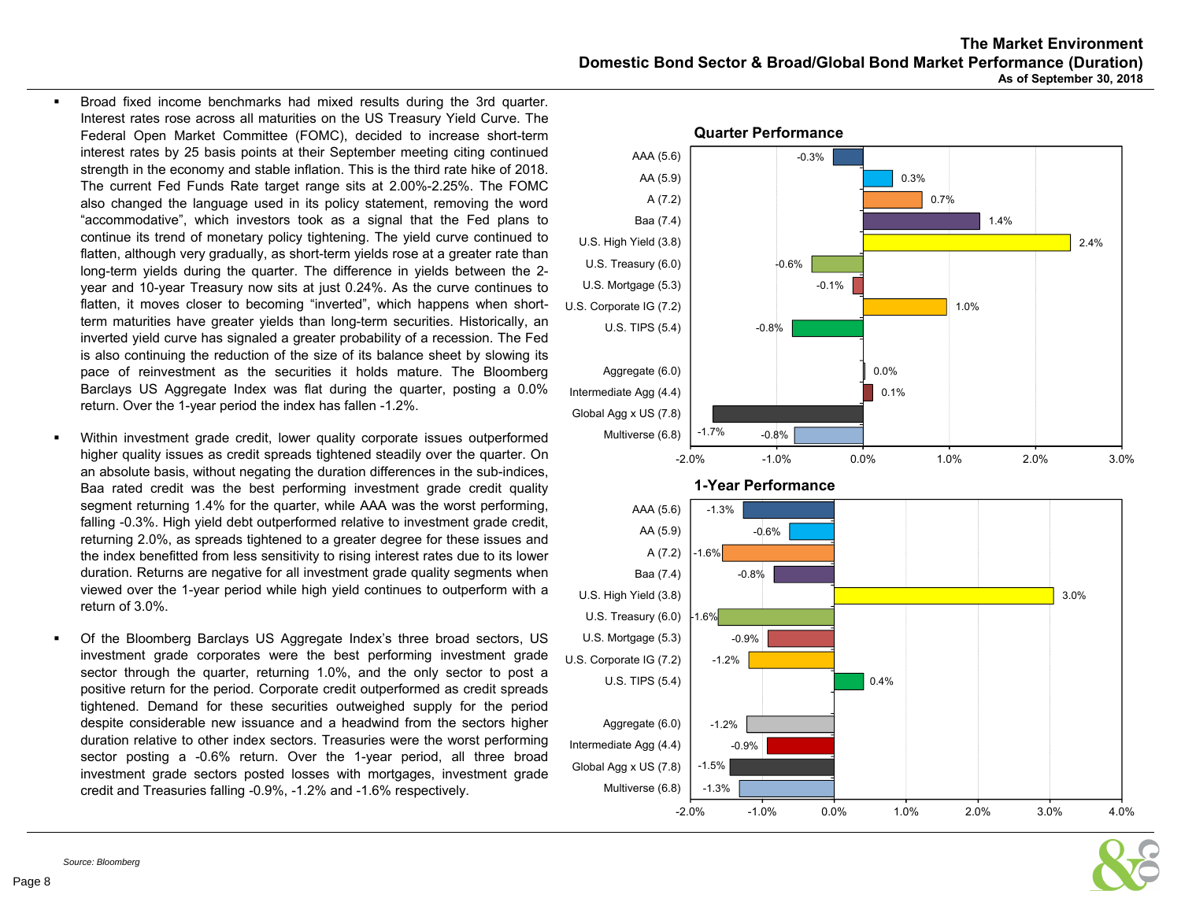# The Market Environment
## Domestic Bond Sector & Broad/Global Bond Market Performance (Duration)
**As of September 30, 2018**

- Broad fixed income benchmarks had mixed results during the 3rd quarter. Interest rates rose across all maturities on the US Treasury Yield Curve. The Federal Open Market Committee (FOMC), decided to increase short-term interest rates by 25 basis points at their September meeting citing continued strength in the economy and stable inflation. This is the third rate hike of 2018. The current Fed Funds Rate target range sits at 2.00%-2.25%. The FOMC also changed the language used in its policy statement, removing the word "accommodative", which investors took as a signal that the Fed plans to continue its trend of monetary policy tightening. The yield curve continued to flatten, although very gradually, as short-term yields rose at a greater rate than long-term yields during the quarter. The difference in yields between the 2-year and 10-year Treasury now sits at just 0.24%. As the curve continues to flatten, it moves closer to becoming "inverted", which happens when short-term maturities have greater yields than long-term securities. Historically, an inverted yield curve has signaled a greater probability of a recession. The Fed is also continuing the reduction of the size of its balance sheet by slowing its pace of reinvestment as the securities it holds mature. The Bloomberg Barclays US Aggregate Index was flat during the quarter, posting a 0.0% return. Over the 1-year period the index has fallen -1.2%.

- Within investment grade credit, lower quality corporate issues outperformed higher quality issues as credit spreads tightened steadily over the quarter. On an absolute basis, without negating the duration differences in the sub-indices, Baa rated credit was the best performing investment grade credit quality segment returning 1.4% for the quarter, while AAA was the worst performing, falling -0.3%. High yield debt outperformed relative to investment grade credit, returning 2.0%, as spreads tightened to a greater degree for these issues and the index benefitted from less sensitivity to rising interest rates due to its lower duration. Returns are negative for all investment grade quality segments when viewed over the 1-year period while high yield continues to outperform with a return of 3.0%.

- Of the Bloomberg Barclays US Aggregate Index's three broad sectors, US investment grade corporates were the best performing investment grade sector through the quarter, returning 1.0%, and the only sector to post a positive return for the period. Corporate credit outperformed as credit spreads tightened. Demand for these securities outweighed supply for the period despite considerable new issuance and a headwind from the sectors higher duration relative to other index sectors. Treasuries were the worst performing sector posting a -0.6% return. Over the 1-year period, all three broad investment grade sectors posted losses with mortgages, investment grade credit and Treasuries falling -0.9%, -1.2% and -1.6% respectively.

**Quarter Performance**

| Index | Return |
|---|---|
| AAA (5.6) | -0.3% |
| AA (5.9) | 0.3% |
| A (7.2) | 0.7% |
| Baa (7.4) | 1.4% |
| U.S. High Yield (3.8) | 2.4% |
| U.S. Treasury (6.0) | -0.6% |
| U.S. Mortgage (5.3) | -0.1% |
| U.S. Corporate IG (7.2) | 1.0% |
| U.S. TIPS (5.4) | -0.8% |
| Aggregate (6.0) | 0.0% |
| Intermediate Agg (4.4) | 0.1% |
| Global Agg x US (7.8) | -1.7% |
| Multiverse (6.8) | -0.8% |

**1-Year Performance**

| Index | Return |
|---|---|
| AAA (5.6) | -1.3% |
| AA (5.9) | -0.6% |
| A (7.2) | -1.6% |
| Baa (7.4) | -0.8% |
| U.S. High Yield (3.8) | 3.0% |
| U.S. Treasury (6.0) | -1.6% |
| U.S. Mortgage (5.3) | -0.9% |
| U.S. Corporate IG (7.2) | -1.2% |
| U.S. TIPS (5.4) | 0.4% |
| Aggregate (6.0) | -1.2% |
| Intermediate Agg (4.4) | -0.9% |
| Global Agg x US (7.8) | -1.5% |
| Multiverse (6.8) | -1.3% |

*Source: Bloomberg*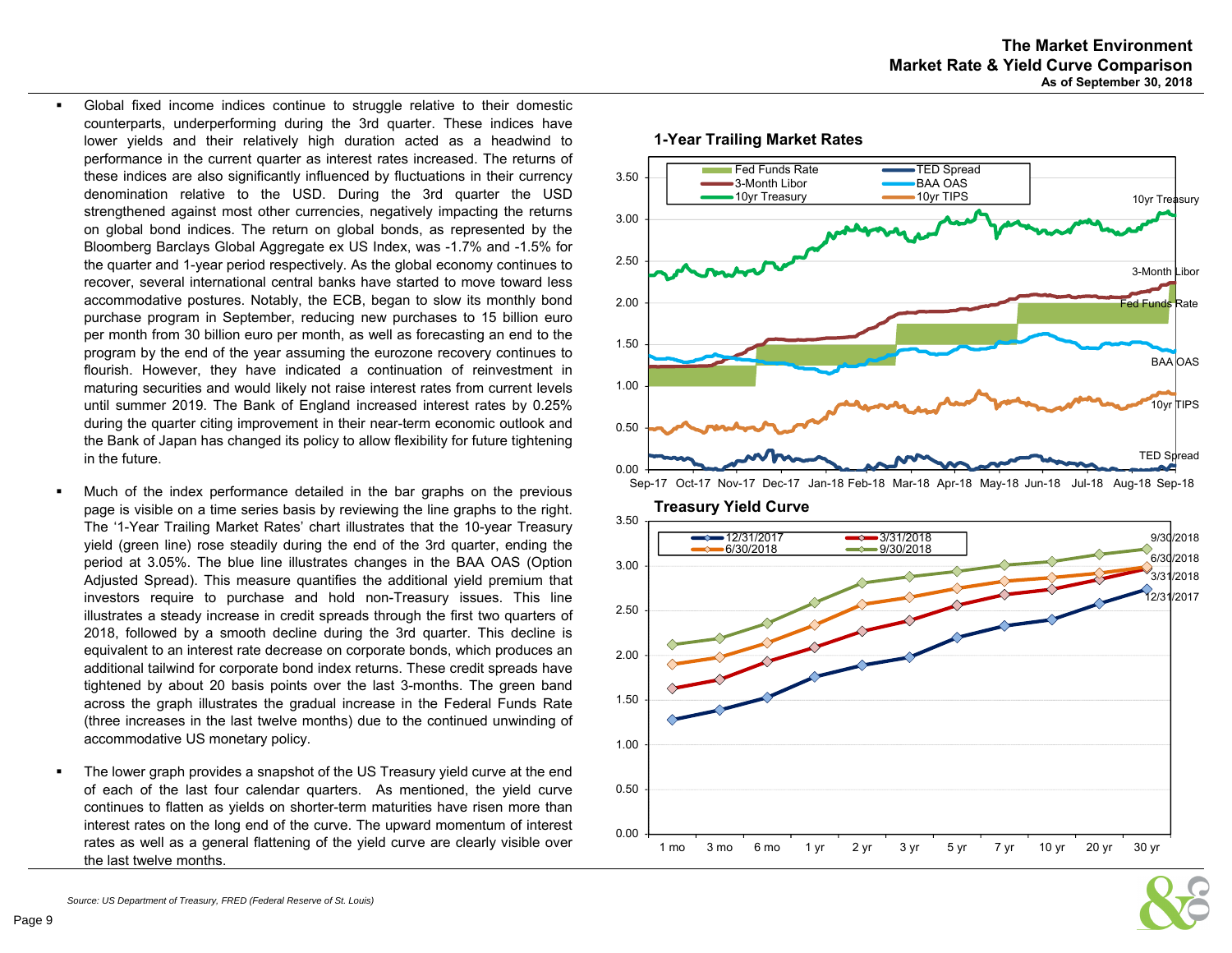## The Market Environment
## Market Rate & Yield Curve Comparison
### As of September 30, 2018

- Global fixed income indices continue to struggle relative to their domestic counterparts, underperforming during the 3rd quarter. These indices have lower yields and their relatively high duration acted as a headwind to performance in the current quarter as interest rates increased. The returns of these indices are also significantly influenced by fluctuations in their currency denomination relative to the USD. During the 3rd quarter the USD strengthened against most other currencies, negatively impacting the returns on global bond indices. The return on global bonds, as represented by the Bloomberg Barclays Global Aggregate ex US Index, was -1.7% and -1.5% for the quarter and 1-year period respectively. As the global economy continues to recover, several international central banks have started to move toward less accommodative postures. Notably, the ECB, began to slow its monthly bond purchase program in September, reducing new purchases to 15 billion euro per month from 30 billion euro per month, as well as forecasting an end to the program by the end of the year assuming the eurozone recovery continues to flourish. However, they have indicated a continuation of reinvestment in maturing securities and would likely not raise interest rates from current levels until summer 2019. The Bank of England increased interest rates by 0.25% during the quarter citing improvement in their near-term economic outlook and the Bank of Japan has changed its policy to allow flexibility for future tightening in the future.

- Much of the index performance detailed in the bar graphs on the previous page is visible on a time series basis by reviewing the line graphs to the right. The '1-Year Trailing Market Rates' chart illustrates that the 10-year Treasury yield (green line) rose steadily during the end of the 3rd quarter, ending the period at 3.05%. The blue line illustrates changes in the BAA OAS (Option Adjusted Spread). This measure quantifies the additional yield premium that investors require to purchase and hold non-Treasury issues. This line illustrates a steady increase in credit spreads through the first two quarters of 2018, followed by a smooth decline during the 3rd quarter. This decline is equivalent to an interest rate decrease on corporate bonds, which produces an additional tailwind for corporate bond index returns. These credit spreads have tightened by about 20 basis points over the last 3-months. The green band across the graph illustrates the gradual increase in the Federal Funds Rate (three increases in the last twelve months) due to the continued unwinding of accommodative US monetary policy.

- The lower graph provides a snapshot of the US Treasury yield curve at the end of each of the last four calendar quarters. As mentioned, the yield curve continues to flatten as yields on shorter-term maturities have risen more than interest rates on the long end of the curve. The upward momentum of interest rates as well as a general flattening of the yield curve are clearly visible over the last twelve months.

**1-Year Trailing Market Rates**

**Treasury Yield Curve**

*Source: US Department of Treasury, FRED (Federal Reserve of St. Louis)*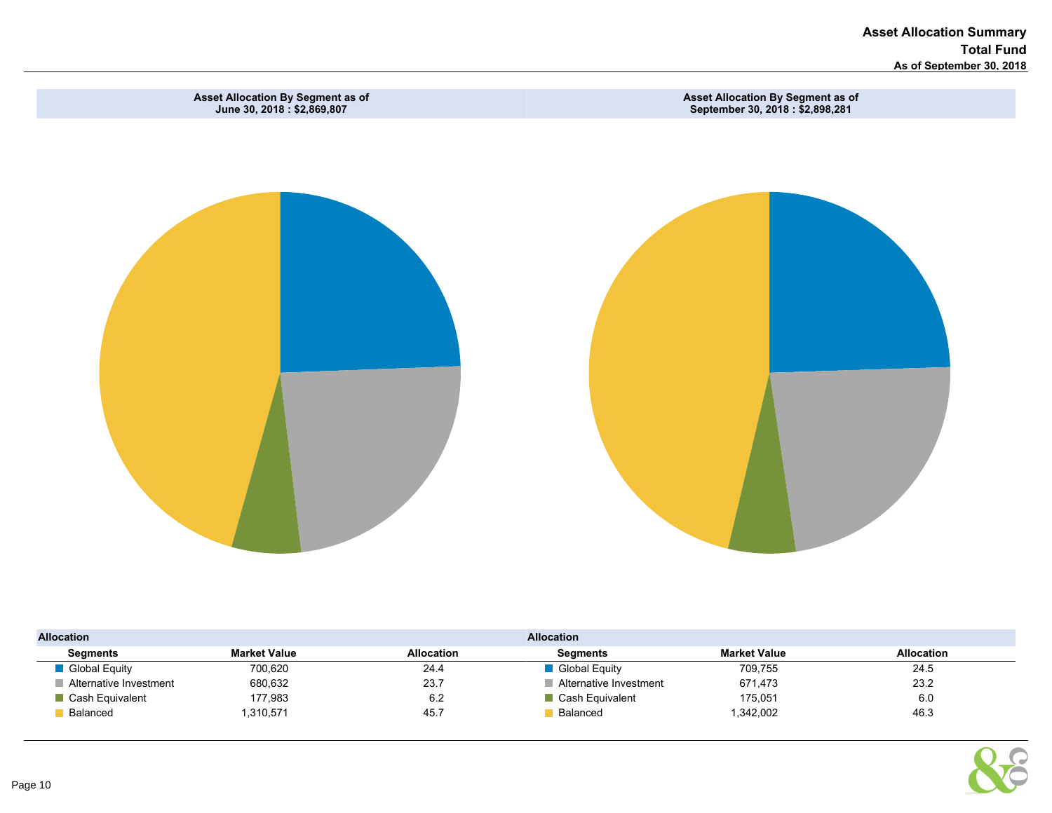# Asset Allocation Summary

## Total Fund

### As of September 30, 2018

**Asset Allocation By Segment as of June 30, 2018 : $2,869,807**

**Asset Allocation By Segment as of September 30, 2018 : $2,898,281**

**Allocation (June 30, 2018)**

| Segments | Market Value | Allocation |
|---|---|---|
| Global Equity | 700,620 | 24.4 |
| Alternative Investment | 680,632 | 23.7 |
| Cash Equivalent | 177,983 | 6.2 |
| Balanced | 1,310,571 | 45.7 |

**Allocation (September 30, 2018)**

| Segments | Market Value | Allocation |
|---|---|---|
| Global Equity | 709,755 | 24.5 |
| Alternative Investment | 671,473 | 23.2 |
| Cash Equivalent | 175,051 | 6.0 |
| Balanced | 1,342,002 | 46.3 |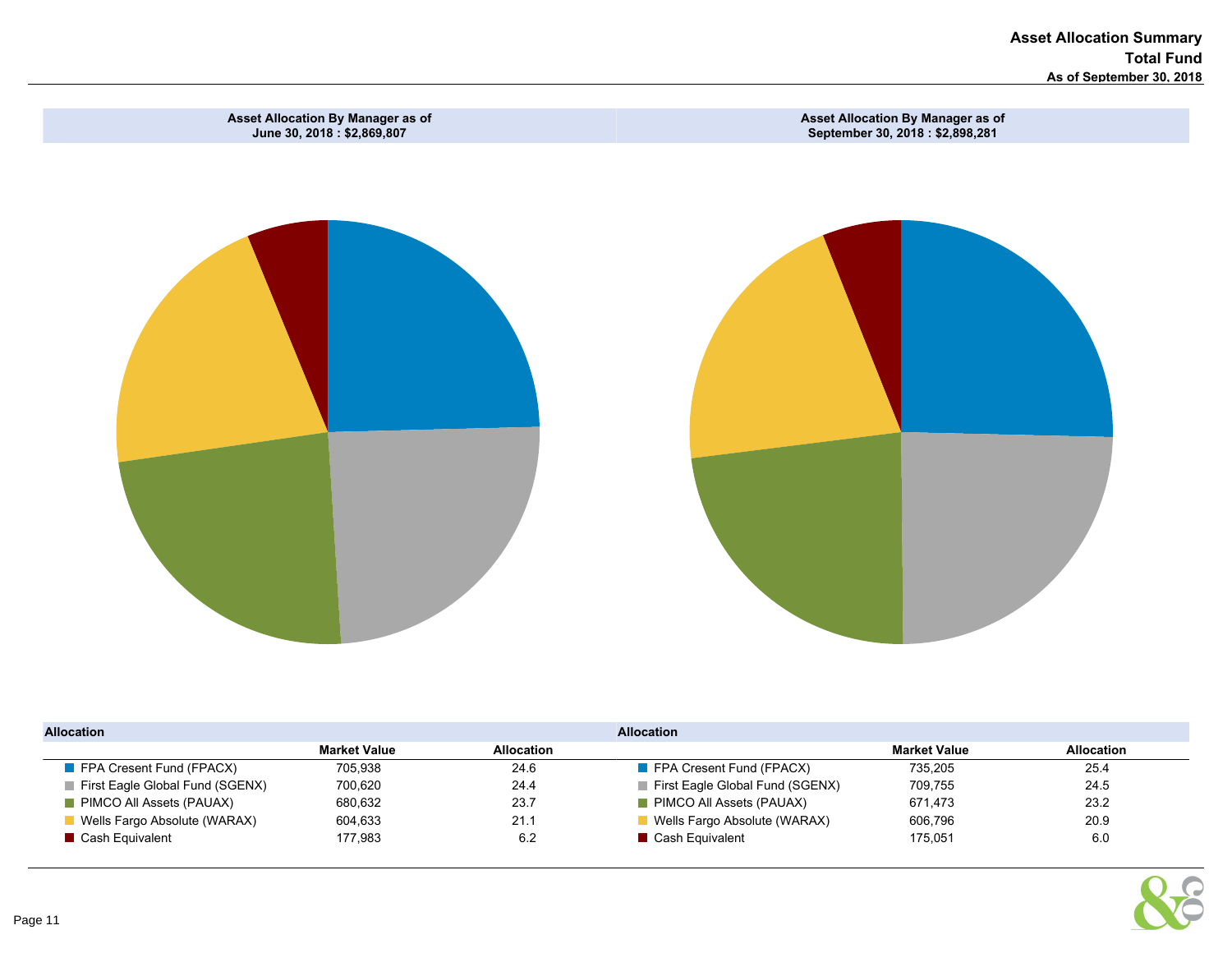# Asset Allocation Summary

## Total Fund

### As of September 30, 2018

**Asset Allocation By Manager as of June 30, 2018 : $2,869,807**

| Allocation | Market Value | Allocation |
|---|---|---|
| FPA Cresent Fund (FPACX) | 705,938 | 24.6 |
| First Eagle Global Fund (SGENX) | 700,620 | 24.4 |
| PIMCO All Assets (PAUAX) | 680,632 | 23.7 |
| Wells Fargo Absolute (WARAX) | 604,633 | 21.1 |
| Cash Equivalent | 177,983 | 6.2 |

**Asset Allocation By Manager as of September 30, 2018 : $2,898,281**

| Allocation | Market Value | Allocation |
|---|---|---|
| FPA Cresent Fund (FPACX) | 735,205 | 25.4 |
| First Eagle Global Fund (SGENX) | 709,755 | 24.5 |
| PIMCO All Assets (PAUAX) | 671,473 | 23.2 |
| Wells Fargo Absolute (WARAX) | 606,796 | 20.9 |
| Cash Equivalent | 175,051 | 6.0 |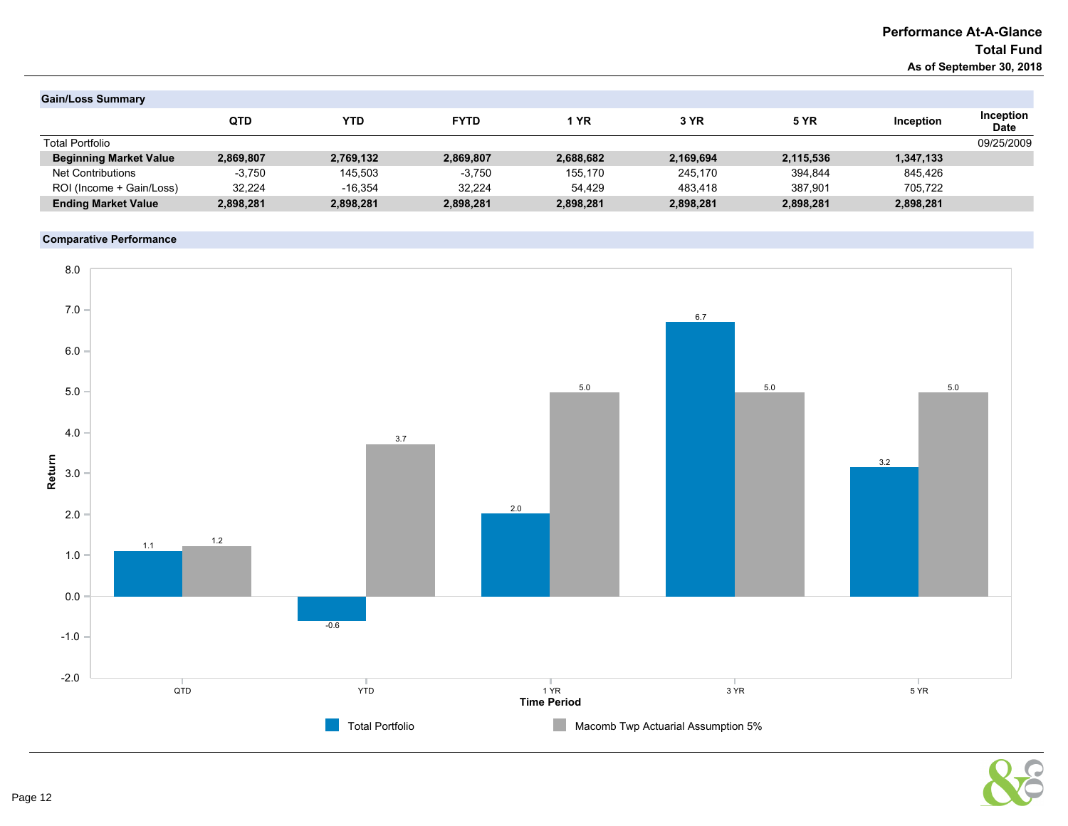# Performance At-A-Glance
## Total Fund
### As of September 30, 2018

**Gain/Loss Summary**

| | QTD | YTD | FYTD | 1 YR | 3 YR | 5 YR | Inception | Inception Date |
|---|---|---|---|---|---|---|---|---|
| Total Portfolio | | | | | | | | 09/25/2009 |
| **Beginning Market Value** | **2,869,807** | **2,769,132** | **2,869,807** | **2,688,682** | **2,169,694** | **2,115,536** | **1,347,133** | |
| Net Contributions | -3,750 | 145,503 | -3,750 | 155,170 | 245,170 | 394,844 | 845,426 | |
| ROI (Income + Gain/Loss) | 32,224 | -16,354 | 32,224 | 54,429 | 483,418 | 387,901 | 705,722 | |
| **Ending Market Value** | **2,898,281** | **2,898,281** | **2,898,281** | **2,898,281** | **2,898,281** | **2,898,281** | **2,898,281** | |

**Comparative Performance**

| Time Period | Total Portfolio | Macomb Twp Actuarial Assumption 5% |
|---|---|---|
| QTD | 1.1 | 1.2 |
| YTD | -0.6 | 3.7 |
| 1 YR | 2.0 | 5.0 |
| 3 YR | 6.7 | 5.0 |
| 5 YR | 3.2 | 5.0 |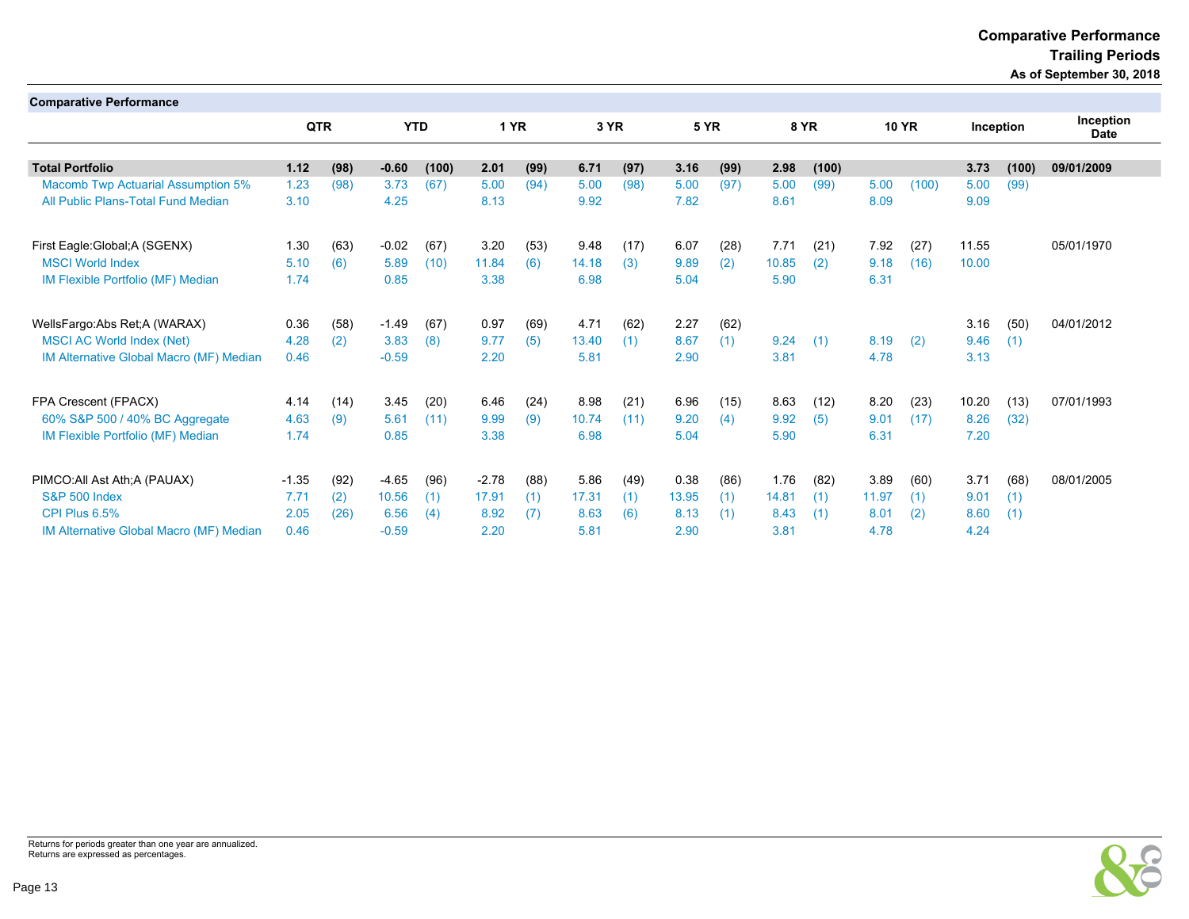## Comparative Performance
## Trailing Periods
### As of September 30, 2018

| Comparative Performance | QTR | | YTD | | 1 YR | | 3 YR | | 5 YR | | 8 YR | | 10 YR | | Inception | | Inception Date |
|---|---|---|---|---|---|---|---|---|---|---|---|---|---|---|---|---|---|
| **Total Portfolio** | **1.12** | **(98)** | **-0.60** | **(100)** | **2.01** | **(99)** | **6.71** | **(97)** | **3.16** | **(99)** | **2.98** | **(100)** | | | **3.73** | **(100)** | **09/01/2009** |
| Macomb Twp Actuarial Assumption 5% | 1.23 | (98) | 3.73 | (67) | 5.00 | (94) | 5.00 | (98) | 5.00 | (97) | 5.00 | (99) | 5.00 | (100) | 5.00 | (99) | |
| All Public Plans-Total Fund Median | 3.10 | | 4.25 | | 8.13 | | 9.92 | | 7.82 | | 8.61 | | 8.09 | | 9.09 | | |
| | | | | | | | | | | | | | | | | | |
| First Eagle:Global;A (SGENX) | 1.30 | (63) | -0.02 | (67) | 3.20 | (53) | 9.48 | (17) | 6.07 | (28) | 7.71 | (21) | 7.92 | (27) | 11.55 | | 05/01/1970 |
| MSCI World Index | 5.10 | (6) | 5.89 | (10) | 11.84 | (6) | 14.18 | (3) | 9.89 | (2) | 10.85 | (2) | 9.18 | (16) | 10.00 | | |
| IM Flexible Portfolio (MF) Median | 1.74 | | 0.85 | | 3.38 | | 6.98 | | 5.04 | | 5.90 | | 6.31 | | | | |
| | | | | | | | | | | | | | | | | | |
| WellsFargo:Abs Ret;A (WARAX) | 0.36 | (58) | -1.49 | (67) | 0.97 | (69) | 4.71 | (62) | 2.27 | (62) | | | | | 3.16 | (50) | 04/01/2012 |
| MSCI AC World Index (Net) | 4.28 | (2) | 3.83 | (8) | 9.77 | (5) | 13.40 | (1) | 8.67 | (1) | 9.24 | (1) | 8.19 | (2) | 9.46 | (1) | |
| IM Alternative Global Macro (MF) Median | 0.46 | | -0.59 | | 2.20 | | 5.81 | | 2.90 | | 3.81 | | 4.78 | | 3.13 | | |
| | | | | | | | | | | | | | | | | | |
| FPA Crescent (FPACX) | 4.14 | (14) | 3.45 | (20) | 6.46 | (24) | 8.98 | (21) | 6.96 | (15) | 8.63 | (12) | 8.20 | (23) | 10.20 | (13) | 07/01/1993 |
| 60% S&P 500 / 40% BC Aggregate | 4.63 | (9) | 5.61 | (11) | 9.99 | (9) | 10.74 | (11) | 9.20 | (4) | 9.92 | (5) | 9.01 | (17) | 8.26 | (32) | |
| IM Flexible Portfolio (MF) Median | 1.74 | | 0.85 | | 3.38 | | 6.98 | | 5.04 | | 5.90 | | 6.31 | | 7.20 | | |
| | | | | | | | | | | | | | | | | | |
| PIMCO:All Ast Ath;A (PAUAX) | -1.35 | (92) | -4.65 | (96) | -2.78 | (88) | 5.86 | (49) | 0.38 | (86) | 1.76 | (82) | 3.89 | (60) | 3.71 | (68) | 08/01/2005 |
| S&P 500 Index | 7.71 | (2) | 10.56 | (1) | 17.91 | (1) | 17.31 | (1) | 13.95 | (1) | 14.81 | (1) | 11.97 | (1) | 9.01 | (1) | |
| CPI Plus 6.5% | 2.05 | (26) | 6.56 | (4) | 8.92 | (7) | 8.63 | (6) | 8.13 | (1) | 8.43 | (1) | 8.01 | (2) | 8.60 | (1) | |
| IM Alternative Global Macro (MF) Median | 0.46 | | -0.59 | | 2.20 | | 5.81 | | 2.90 | | 3.81 | | 4.78 | | 4.24 | | |

Returns for periods greater than one year are annualized.
Returns are expressed as percentages.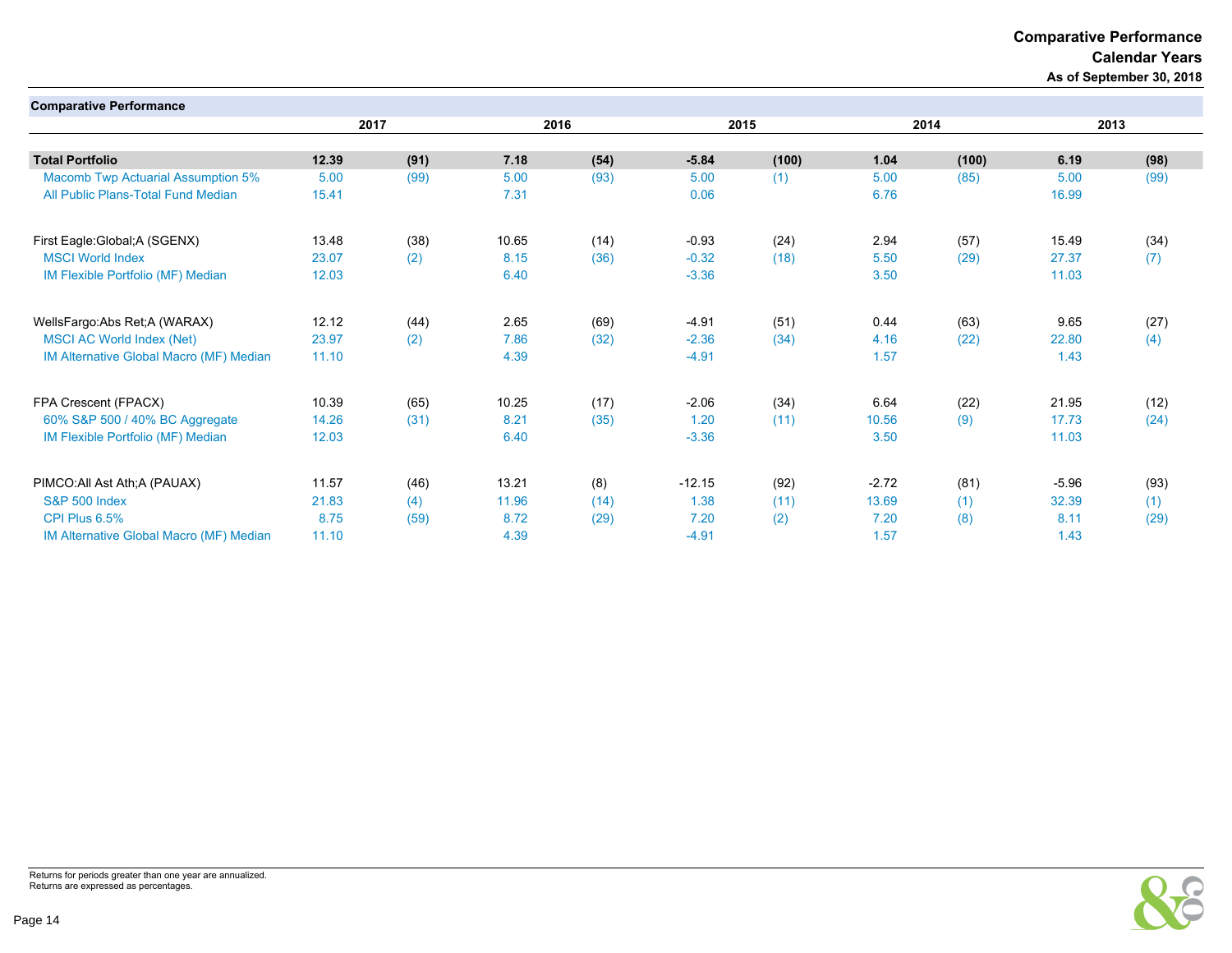# Comparative Performance
## Calendar Years
### As of September 30, 2018

| Comparative Performance | 2017 | | 2016 | | 2015 | | 2014 | | 2013 | |
|---|---|---|---|---|---|---|---|---|---|---|
| **Total Portfolio** | **12.39** | **(91)** | **7.18** | **(54)** | **-5.84** | **(100)** | **1.04** | **(100)** | **6.19** | **(98)** |
| Macomb Twp Actuarial Assumption 5% | 5.00 | (99) | 5.00 | (93) | 5.00 | (1) | 5.00 | (85) | 5.00 | (99) |
| All Public Plans-Total Fund Median | 15.41 | | 7.31 | | 0.06 | | 6.76 | | 16.99 | |
| | | | | | | | | | | |
| First Eagle:Global;A (SGENX) | 13.48 | (38) | 10.65 | (14) | -0.93 | (24) | 2.94 | (57) | 15.49 | (34) |
| MSCI World Index | 23.07 | (2) | 8.15 | (36) | -0.32 | (18) | 5.50 | (29) | 27.37 | (7) |
| IM Flexible Portfolio (MF) Median | 12.03 | | 6.40 | | -3.36 | | 3.50 | | 11.03 | |
| | | | | | | | | | | |
| WellsFargo:Abs Ret;A (WARAX) | 12.12 | (44) | 2.65 | (69) | -4.91 | (51) | 0.44 | (63) | 9.65 | (27) |
| MSCI AC World Index (Net) | 23.97 | (2) | 7.86 | (32) | -2.36 | (34) | 4.16 | (22) | 22.80 | (4) |
| IM Alternative Global Macro (MF) Median | 11.10 | | 4.39 | | -4.91 | | 1.57 | | 1.43 | |
| | | | | | | | | | | |
| FPA Crescent (FPACX) | 10.39 | (65) | 10.25 | (17) | -2.06 | (34) | 6.64 | (22) | 21.95 | (12) |
| 60% S&P 500 / 40% BC Aggregate | 14.26 | (31) | 8.21 | (35) | 1.20 | (11) | 10.56 | (9) | 17.73 | (24) |
| IM Flexible Portfolio (MF) Median | 12.03 | | 6.40 | | -3.36 | | 3.50 | | 11.03 | |
| | | | | | | | | | | |
| PIMCO:All Ast Ath;A (PAUAX) | 11.57 | (46) | 13.21 | (8) | -12.15 | (92) | -2.72 | (81) | -5.96 | (93) |
| S&P 500 Index | 21.83 | (4) | 11.96 | (14) | 1.38 | (11) | 13.69 | (1) | 32.39 | (1) |
| CPI Plus 6.5% | 8.75 | (59) | 8.72 | (29) | 7.20 | (2) | 7.20 | (8) | 8.11 | (29) |
| IM Alternative Global Macro (MF) Median | 11.10 | | 4.39 | | -4.91 | | 1.57 | | 1.43 | |

Returns for periods greater than one year are annualized.
Returns are expressed as percentages.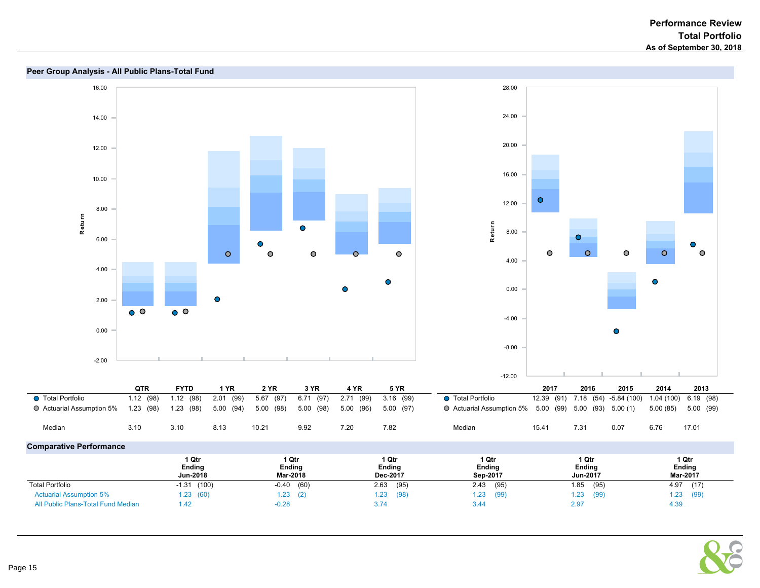# Performance Review
## Total Portfolio
### As of September 30, 2018

## Peer Group Analysis - All Public Plans-Total Fund

| | QTR | FYTD | 1 YR | 2 YR | 3 YR | 4 YR | 5 YR |
|---|---|---|---|---|---|---|---|
| Total Portfolio | 1.12 (98) | 1.12 (98) | 2.01 (99) | 5.67 (97) | 6.71 (97) | 2.71 (99) | 3.16 (99) |
| Actuarial Assumption 5% | 1.23 (98) | 1.23 (98) | 5.00 (94) | 5.00 (98) | 5.00 (98) | 5.00 (96) | 5.00 (97) |
| Median | 3.10 | 3.10 | 8.13 | 10.21 | 9.92 | 7.20 | 7.82 |

| | 2017 | 2016 | 2015 | 2014 | 2013 |
|---|---|---|---|---|---|
| Total Portfolio | 12.39 (91) | 7.18 (54) | -5.84 (100) | 1.04 (100) | 6.19 (98) |
| Actuarial Assumption 5% | 5.00 (99) | 5.00 (93) | 5.00 (1) | 5.00 (85) | 5.00 (99) |
| Median | 15.41 | 7.31 | 0.07 | 6.76 | 17.01 |

## Comparative Performance

| | 1 Qtr Ending Jun-2018 | 1 Qtr Ending Mar-2018 | 1 Qtr Ending Dec-2017 | 1 Qtr Ending Sep-2017 | 1 Qtr Ending Jun-2017 | 1 Qtr Ending Mar-2017 |
|---|---|---|---|---|---|---|
| Total Portfolio | -1.31 (100) | -0.40 (60) | 2.63 (95) | 2.43 (95) | 1.85 (95) | 4.97 (17) |
| Actuarial Assumption 5% | 1.23 (60) | 1.23 (2) | 1.23 (98) | 1.23 (99) | 1.23 (99) | 1.23 (99) |
| All Public Plans-Total Fund Median | 1.42 | -0.28 | 3.74 | 3.44 | 2.97 | 4.39 |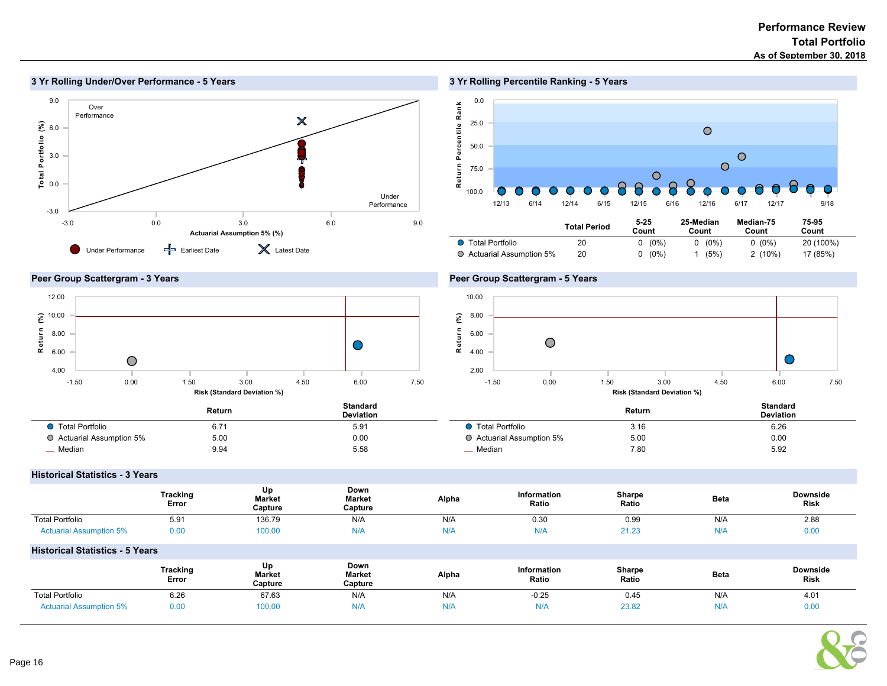## 3 Yr Rolling Under/Over Performance - 5 Years

## 3 Yr Rolling Percentile Ranking - 5 Years

| | Total Period | 5-25 Count | 25-Median Count | Median-75 Count | 75-95 Count |
|---|---|---|---|---|---|
| Total Portfolio | 20 | 0 (0%) | 0 (0%) | 0 (0%) | 20 (100%) |
| Actuarial Assumption 5% | 20 | 0 (0%) | 1 (5%) | 2 (10%) | 17 (85%) |

## Peer Group Scattergram - 3 Years

| | Return | Standard Deviation |
|---|---|---|
| Total Portfolio | 6.71 | 5.91 |
| Actuarial Assumption 5% | 5.00 | 0.00 |
| Median | 9.94 | 5.58 |

## Peer Group Scattergram - 5 Years

| | Return | Standard Deviation |
|---|---|---|
| Total Portfolio | 3.16 | 6.26 |
| Actuarial Assumption 5% | 5.00 | 0.00 |
| Median | 7.80 | 5.92 |

## Historical Statistics - 3 Years

| | Tracking Error | Up Market Capture | Down Market Capture | Alpha | Information Ratio | Sharpe Ratio | Beta | Downside Risk |
|---|---|---|---|---|---|---|---|---|
| Total Portfolio | 5.91 | 136.79 | N/A | N/A | 0.30 | 0.99 | N/A | 2.88 |
| Actuarial Assumption 5% | 0.00 | 100.00 | N/A | N/A | N/A | 21.23 | N/A | 0.00 |

## Historical Statistics - 5 Years

| | Tracking Error | Up Market Capture | Down Market Capture | Alpha | Information Ratio | Sharpe Ratio | Beta | Downside Risk |
|---|---|---|---|---|---|---|---|---|
| Total Portfolio | 6.26 | 67.63 | N/A | N/A | -0.25 | 0.45 | N/A | 4.01 |
| Actuarial Assumption 5% | 0.00 | 100.00 | N/A | N/A | N/A | 23.82 | N/A | 0.00 |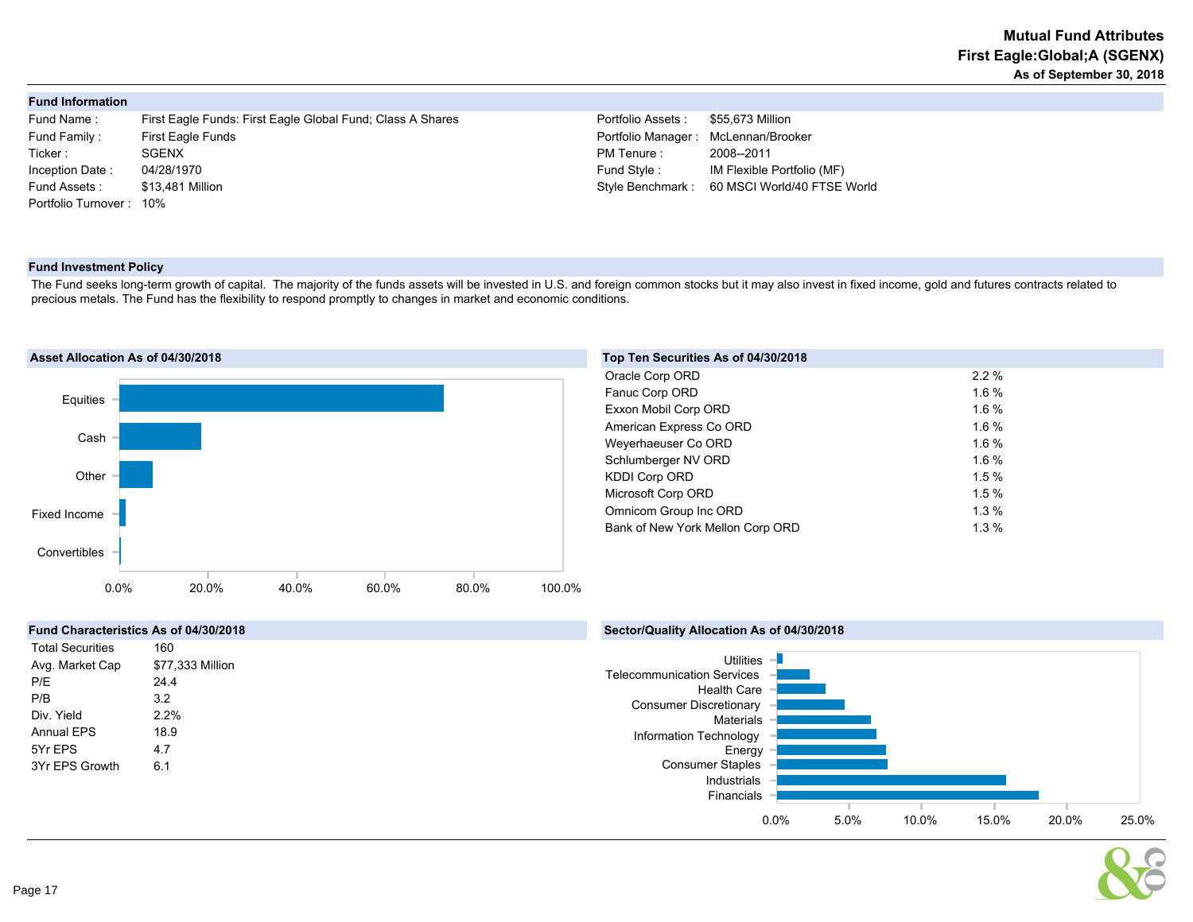# Mutual Fund Attributes

## First Eagle:Global;A (SGENX)

**As of September 30, 2018**

### Fund Information

| | | | |
|---|---|---|---|
| Fund Name : | First Eagle Funds: First Eagle Global Fund; Class A Shares | Portfolio Assets : | $55,673 Million |
| Fund Family : | First Eagle Funds | Portfolio Manager : | McLennan/Brooker |
| Ticker : | SGENX | PM Tenure : | 2008--2011 |
| Inception Date : | 04/28/1970 | Fund Style : | IM Flexible Portfolio (MF) |
| Fund Assets : | $13,481 Million | Style Benchmark : | 60 MSCI World/40 FTSE World |
| Portfolio Turnover : | 10% | | |

### Fund Investment Policy

The Fund seeks long-term growth of capital. The majority of the funds assets will be invested in U.S. and foreign common stocks but it may also invest in fixed income, gold and futures contracts related to precious metals. The Fund has the flexibility to respond promptly to changes in market and economic conditions.

### Asset Allocation As of 04/30/2018

Equities, Cash, Other, Fixed Income, Convertibles (axis: 0.0% – 100.0%)

### Top Ten Securities As of 04/30/2018

| Security | Weight |
|---|---|
| Oracle Corp ORD | 2.2 % |
| Fanuc Corp ORD | 1.6 % |
| Exxon Mobil Corp ORD | 1.6 % |
| American Express Co ORD | 1.6 % |
| Weyerhaeuser Co ORD | 1.6 % |
| Schlumberger NV ORD | 1.6 % |
| KDDI Corp ORD | 1.5 % |
| Microsoft Corp ORD | 1.5 % |
| Omnicom Group Inc ORD | 1.3 % |
| Bank of New York Mellon Corp ORD | 1.3 % |

### Fund Characteristics As of 04/30/2018

| | |
|---|---|
| Total Securities | 160 |
| Avg. Market Cap | $77,333 Million |
| P/E | 24.4 |
| P/B | 3.2 |
| Div. Yield | 2.2% |
| Annual EPS | 18.9 |
| 5Yr EPS | 4.7 |
| 3Yr EPS Growth | 6.1 |

### Sector/Quality Allocation As of 04/30/2018

Utilities, Telecommunication Services, Health Care, Consumer Discretionary, Materials, Information Technology, Energy, Consumer Staples, Industrials, Financials (axis: 0.0% – 25.0%)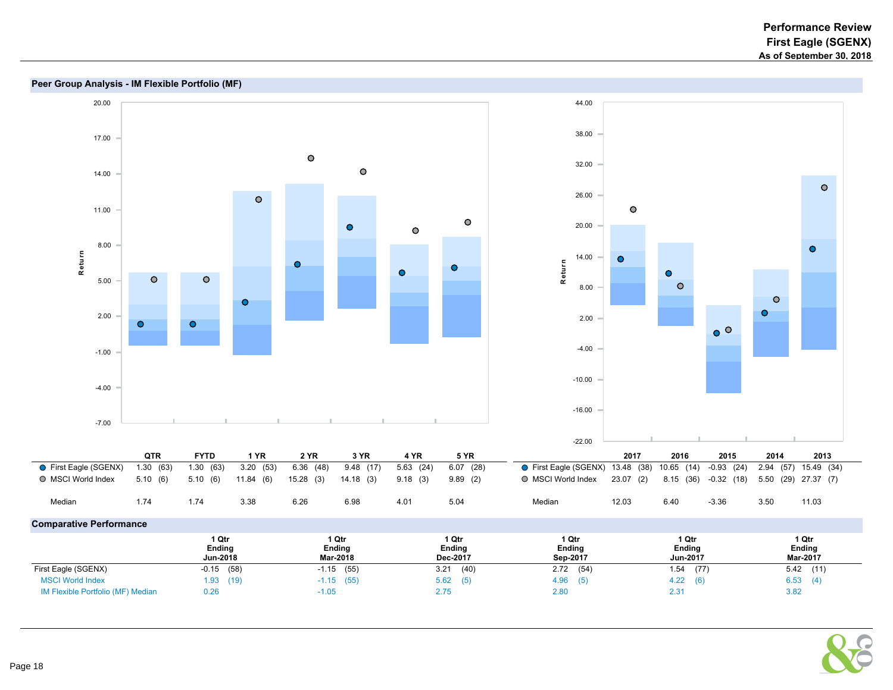# Performance Review
## First Eagle (SGENX)
### As of September 30, 2018

## Peer Group Analysis - IM Flexible Portfolio (MF)

| | QTR | FYTD | 1 YR | 2 YR | 3 YR | 4 YR | 5 YR |
|---|---|---|---|---|---|---|---|
| First Eagle (SGENX) | 1.30 (63) | 1.30 (63) | 3.20 (53) | 6.36 (48) | 9.48 (17) | 5.63 (24) | 6.07 (28) |
| MSCI World Index | 5.10 (6) | 5.10 (6) | 11.84 (6) | 15.28 (3) | 14.18 (3) | 9.18 (3) | 9.89 (2) |
| Median | 1.74 | 1.74 | 3.38 | 6.26 | 6.98 | 4.01 | 5.04 |

| | 2017 | 2016 | 2015 | 2014 | 2013 |
|---|---|---|---|---|---|
| First Eagle (SGENX) | 13.48 (38) | 10.65 (14) | -0.93 (24) | 2.94 (57) | 15.49 (34) |
| MSCI World Index | 23.07 (2) | 8.15 (36) | -0.32 (18) | 5.50 (29) | 27.37 (7) |
| Median | 12.03 | 6.40 | -3.36 | 3.50 | 11.03 |

## Comparative Performance

| | 1 Qtr Ending Jun-2018 | 1 Qtr Ending Mar-2018 | 1 Qtr Ending Dec-2017 | 1 Qtr Ending Sep-2017 | 1 Qtr Ending Jun-2017 | 1 Qtr Ending Mar-2017 |
|---|---|---|---|---|---|---|
| First Eagle (SGENX) | -0.15 (58) | -1.15 (55) | 3.21 (40) | 2.72 (54) | 1.54 (77) | 5.42 (11) |
| MSCI World Index | 1.93 (19) | -1.15 (55) | 5.62 (5) | 4.96 (5) | 4.22 (6) | 6.53 (4) |
| IM Flexible Portfolio (MF) Median | 0.26 | -1.05 | 2.75 | 2.80 | 2.31 | 3.82 |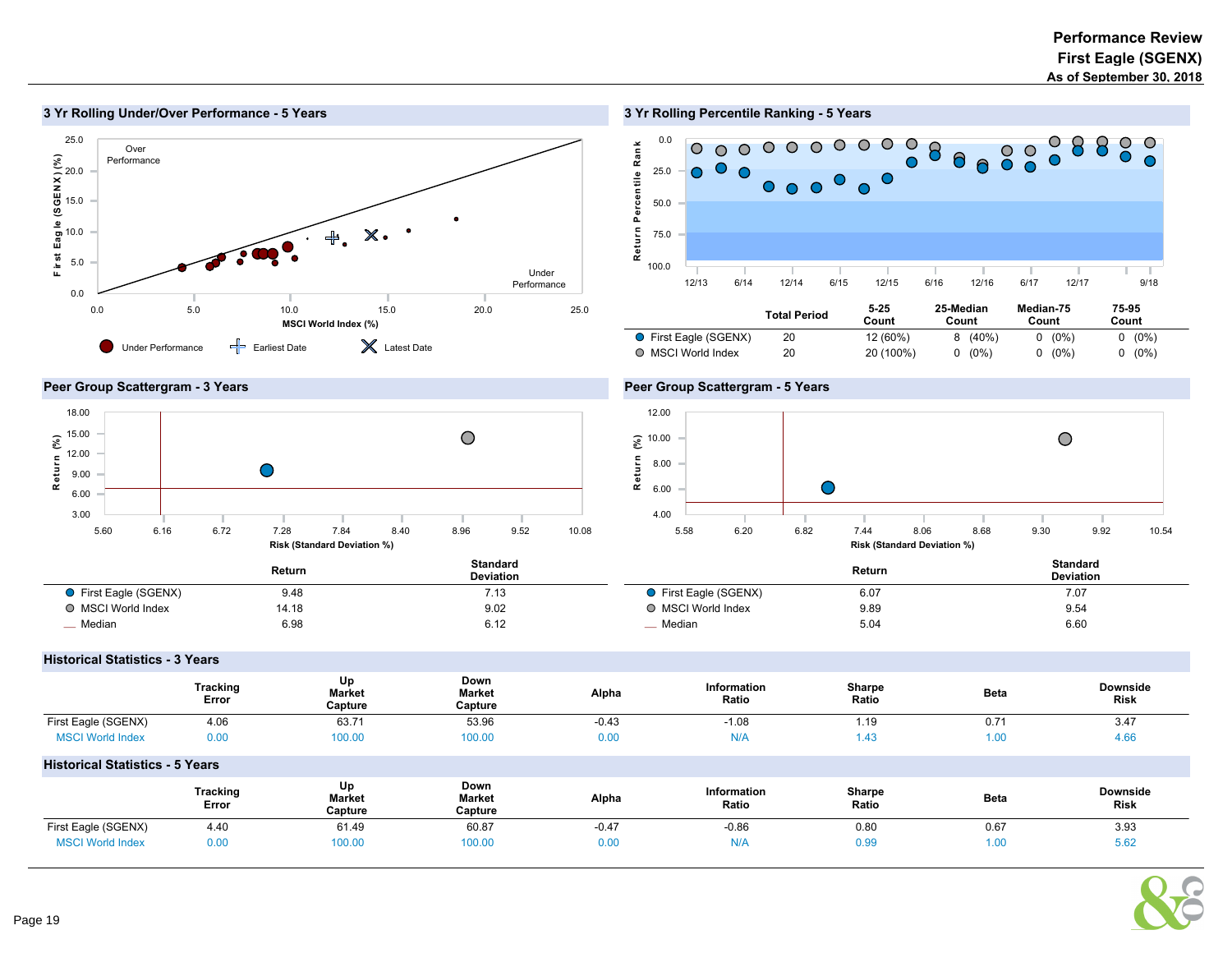# Performance Review
## First Eagle (SGENX)
### As of September 30, 2018

## 3 Yr Rolling Under/Over Performance - 5 Years

## 3 Yr Rolling Percentile Ranking - 5 Years

| | Total Period | 5-25 Count | 25-Median Count | Median-75 Count | 75-95 Count |
|---|---|---|---|---|---|
| First Eagle (SGENX) | 20 | 12 (60%) | 8 (40%) | 0 (0%) | 0 (0%) |
| MSCI World Index | 20 | 20 (100%) | 0 (0%) | 0 (0%) | 0 (0%) |

## Peer Group Scattergram - 3 Years

| | Return | Standard Deviation |
|---|---|---|
| First Eagle (SGENX) | 9.48 | 7.13 |
| MSCI World Index | 14.18 | 9.02 |
| Median | 6.98 | 6.12 |

## Peer Group Scattergram - 5 Years

| | Return | Standard Deviation |
|---|---|---|
| First Eagle (SGENX) | 6.07 | 7.07 |
| MSCI World Index | 9.89 | 9.54 |
| Median | 5.04 | 6.60 |

## Historical Statistics - 3 Years

| | Tracking Error | Up Market Capture | Down Market Capture | Alpha | Information Ratio | Sharpe Ratio | Beta | Downside Risk |
|---|---|---|---|---|---|---|---|---|
| First Eagle (SGENX) | 4.06 | 63.71 | 53.96 | -0.43 | -1.08 | 1.19 | 0.71 | 3.47 |
| MSCI World Index | 0.00 | 100.00 | 100.00 | 0.00 | N/A | 1.43 | 1.00 | 4.66 |

## Historical Statistics - 5 Years

| | Tracking Error | Up Market Capture | Down Market Capture | Alpha | Information Ratio | Sharpe Ratio | Beta | Downside Risk |
|---|---|---|---|---|---|---|---|---|
| First Eagle (SGENX) | 4.40 | 61.49 | 60.87 | -0.47 | -0.86 | 0.80 | 0.67 | 3.93 |
| MSCI World Index | 0.00 | 100.00 | 100.00 | 0.00 | N/A | 0.99 | 1.00 | 5.62 |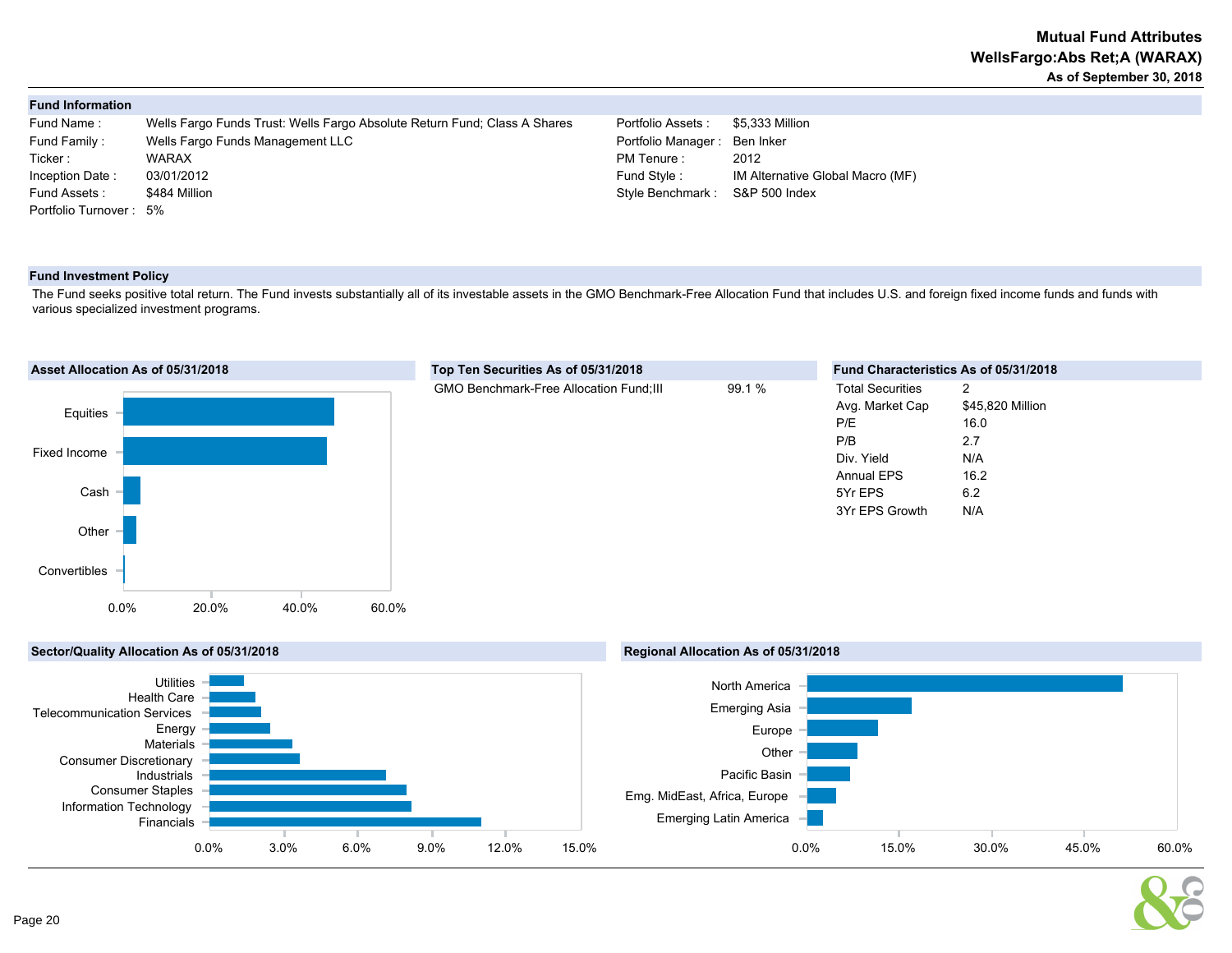# Mutual Fund Attributes
## WellsFargo:Abs Ret;A (WARAX)
### As of September 30, 2018

### Fund Information

| | | | |
|---|---|---|---|
| Fund Name : | Wells Fargo Funds Trust: Wells Fargo Absolute Return Fund; Class A Shares | Portfolio Assets : | $5,333 Million |
| Fund Family : | Wells Fargo Funds Management LLC | Portfolio Manager : | Ben Inker |
| Ticker : | WARAX | PM Tenure : | 2012 |
| Inception Date : | 03/01/2012 | Fund Style : | IM Alternative Global Macro (MF) |
| Fund Assets : | $484 Million | Style Benchmark : | S&P 500 Index |
| Portfolio Turnover : | 5% | | |

### Fund Investment Policy

The Fund seeks positive total return. The Fund invests substantially all of its investable assets in the GMO Benchmark-Free Allocation Fund that includes U.S. and foreign fixed income funds and funds with various specialized investment programs.

### Asset Allocation As of 05/31/2018

Equities, Fixed Income, Cash, Other, Convertibles

0.0% 20.0% 40.0% 60.0%

### Top Ten Securities As of 05/31/2018

| Security | % |
|---|---|
| GMO Benchmark-Free Allocation Fund;III | 99.1 % |

### Fund Characteristics As of 05/31/2018

| | |
|---|---|
| Total Securities | 2 |
| Avg. Market Cap | $45,820 Million |
| P/E | 16.0 |
| P/B | 2.7 |
| Div. Yield | N/A |
| Annual EPS | 16.2 |
| 5Yr EPS | 6.2 |
| 3Yr EPS Growth | N/A |

### Sector/Quality Allocation As of 05/31/2018

Utilities, Health Care, Telecommunication Services, Energy, Materials, Consumer Discretionary, Industrials, Consumer Staples, Information Technology, Financials

0.0% 3.0% 6.0% 9.0% 12.0% 15.0%

### Regional Allocation As of 05/31/2018

North America, Emerging Asia, Europe, Other, Pacific Basin, Emg. MidEast, Africa, Europe, Emerging Latin America

0.0% 15.0% 30.0% 45.0% 60.0%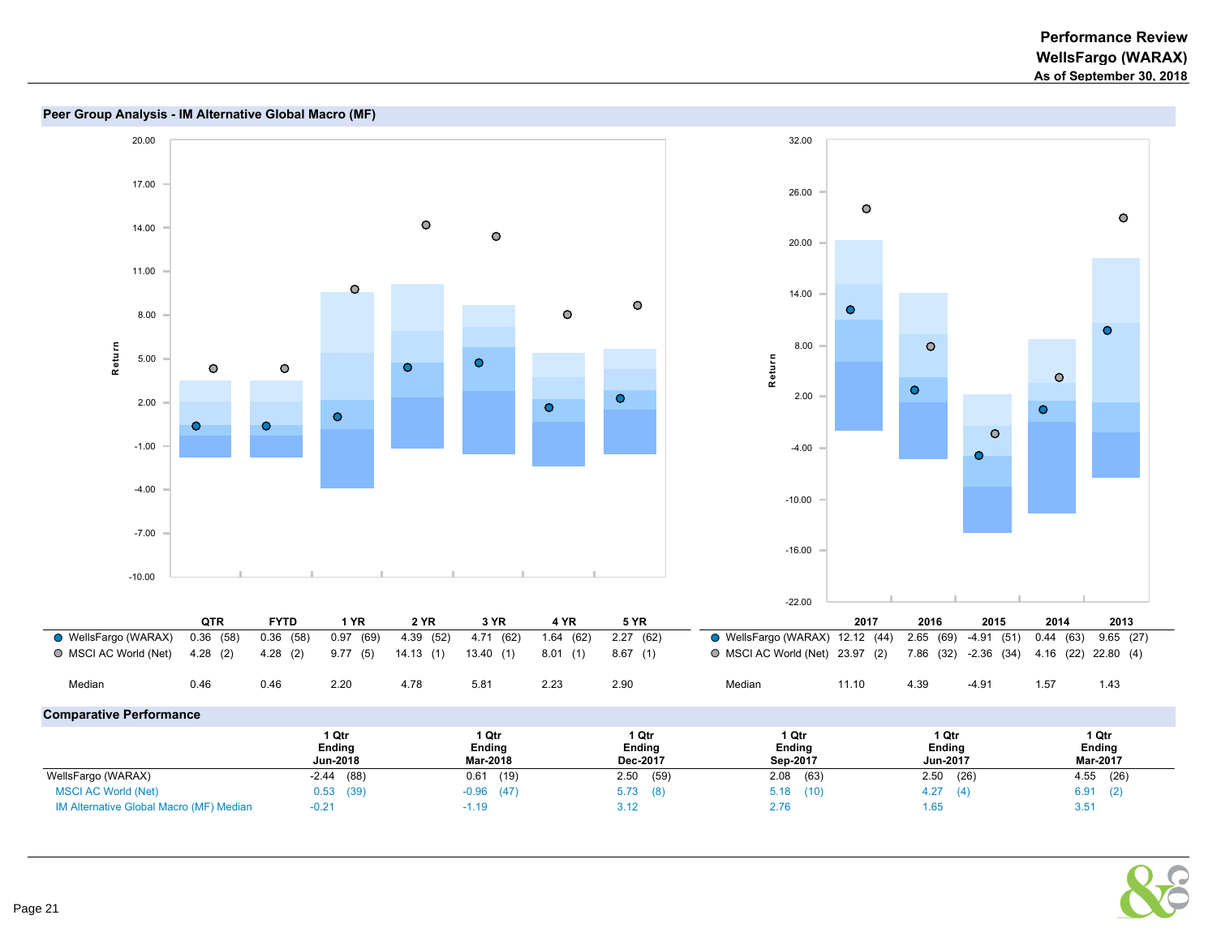# Performance Review
## WellsFargo (WARAX)
### As of September 30, 2018

## Peer Group Analysis - IM Alternative Global Macro (MF)

| | QTR | FYTD | 1 YR | 2 YR | 3 YR | 4 YR | 5 YR |
|---|---|---|---|---|---|---|---|
| WellsFargo (WARAX) | 0.36 (58) | 0.36 (58) | 0.97 (69) | 4.39 (52) | 4.71 (62) | 1.64 (62) | 2.27 (62) |
| MSCI AC World (Net) | 4.28 (2) | 4.28 (2) | 9.77 (5) | 14.13 (1) | 13.40 (1) | 8.01 (1) | 8.67 (1) |
| Median | 0.46 | 0.46 | 2.20 | 4.78 | 5.81 | 2.23 | 2.90 |

| | 2017 | 2016 | 2015 | 2014 | 2013 |
|---|---|---|---|---|---|
| WellsFargo (WARAX) | 12.12 (44) | 2.65 (69) | -4.91 (51) | 0.44 (63) | 9.65 (27) |
| MSCI AC World (Net) | 23.97 (2) | 7.86 (32) | -2.36 (34) | 4.16 (22) | 22.80 (4) |
| Median | 11.10 | 4.39 | -4.91 | 1.57 | 1.43 |

## Comparative Performance

| | 1 Qtr Ending Jun-2018 | 1 Qtr Ending Mar-2018 | 1 Qtr Ending Dec-2017 | 1 Qtr Ending Sep-2017 | 1 Qtr Ending Jun-2017 | 1 Qtr Ending Mar-2017 |
|---|---|---|---|---|---|---|
| WellsFargo (WARAX) | -2.44 (88) | 0.61 (19) | 2.50 (59) | 2.08 (63) | 2.50 (26) | 4.55 (26) |
| MSCI AC World (Net) | 0.53 (39) | -0.96 (47) | 5.73 (8) | 5.18 (10) | 4.27 (4) | 6.91 (2) |
| IM Alternative Global Macro (MF) Median | -0.21 | -1.19 | 3.12 | 2.76 | 1.65 | 3.51 |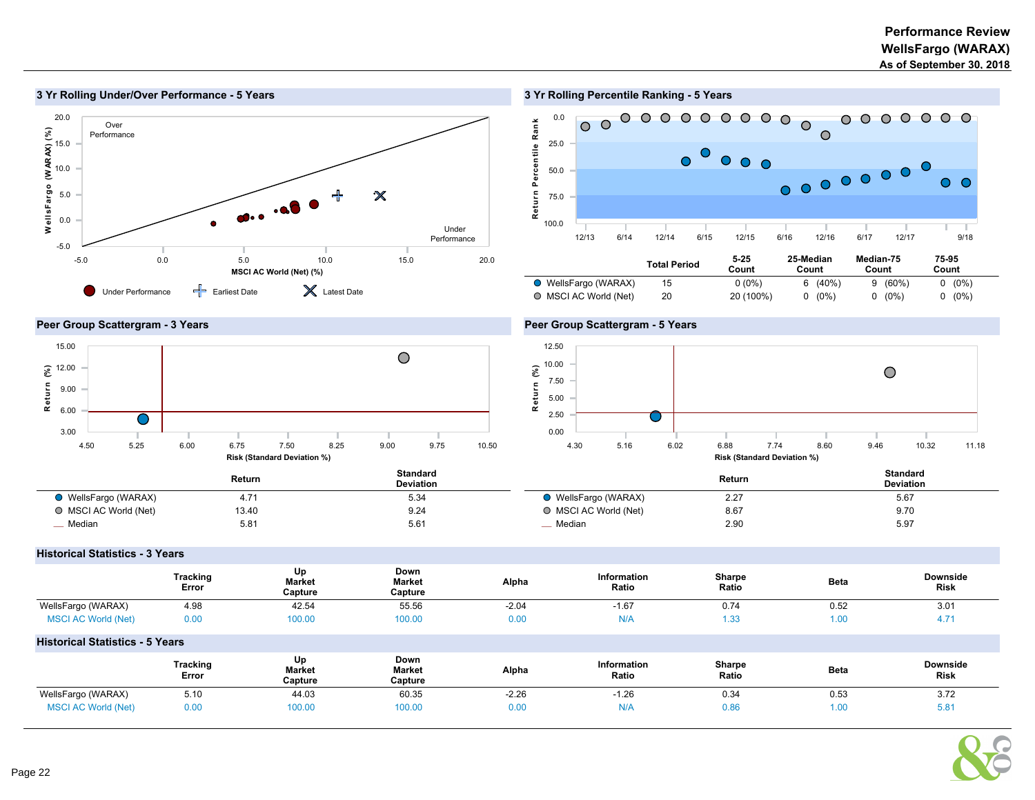**Performance Review**
**WellsFargo (WARAX)**
**As of September 30, 2018**

## 3 Yr Rolling Under/Over Performance - 5 Years

## 3 Yr Rolling Percentile Ranking - 5 Years

| | Total Period | 5-25 Count | 25-Median Count | Median-75 Count | 75-95 Count |
|---|---|---|---|---|---|
| WellsFargo (WARAX) | 15 | 0 (0%) | 6 (40%) | 9 (60%) | 0 (0%) |
| MSCI AC World (Net) | 20 | 20 (100%) | 0 (0%) | 0 (0%) | 0 (0%) |

## Peer Group Scattergram - 3 Years

| | Return | Standard Deviation |
|---|---|---|
| WellsFargo (WARAX) | 4.71 | 5.34 |
| MSCI AC World (Net) | 13.40 | 9.24 |
| Median | 5.81 | 5.61 |

## Peer Group Scattergram - 5 Years

| | Return | Standard Deviation |
|---|---|---|
| WellsFargo (WARAX) | 2.27 | 5.67 |
| MSCI AC World (Net) | 8.67 | 9.70 |
| Median | 2.90 | 5.97 |

## Historical Statistics - 3 Years

| | Tracking Error | Up Market Capture | Down Market Capture | Alpha | Information Ratio | Sharpe Ratio | Beta | Downside Risk |
|---|---|---|---|---|---|---|---|---|
| WellsFargo (WARAX) | 4.98 | 42.54 | 55.56 | -2.04 | -1.67 | 0.74 | 0.52 | 3.01 |
| MSCI AC World (Net) | 0.00 | 100.00 | 100.00 | 0.00 | N/A | 1.33 | 1.00 | 4.71 |

## Historical Statistics - 5 Years

| | Tracking Error | Up Market Capture | Down Market Capture | Alpha | Information Ratio | Sharpe Ratio | Beta | Downside Risk |
|---|---|---|---|---|---|---|---|---|
| WellsFargo (WARAX) | 5.10 | 44.03 | 60.35 | -2.26 | -1.26 | 0.34 | 0.53 | 3.72 |
| MSCI AC World (Net) | 0.00 | 100.00 | 100.00 | 0.00 | N/A | 0.86 | 1.00 | 5.81 |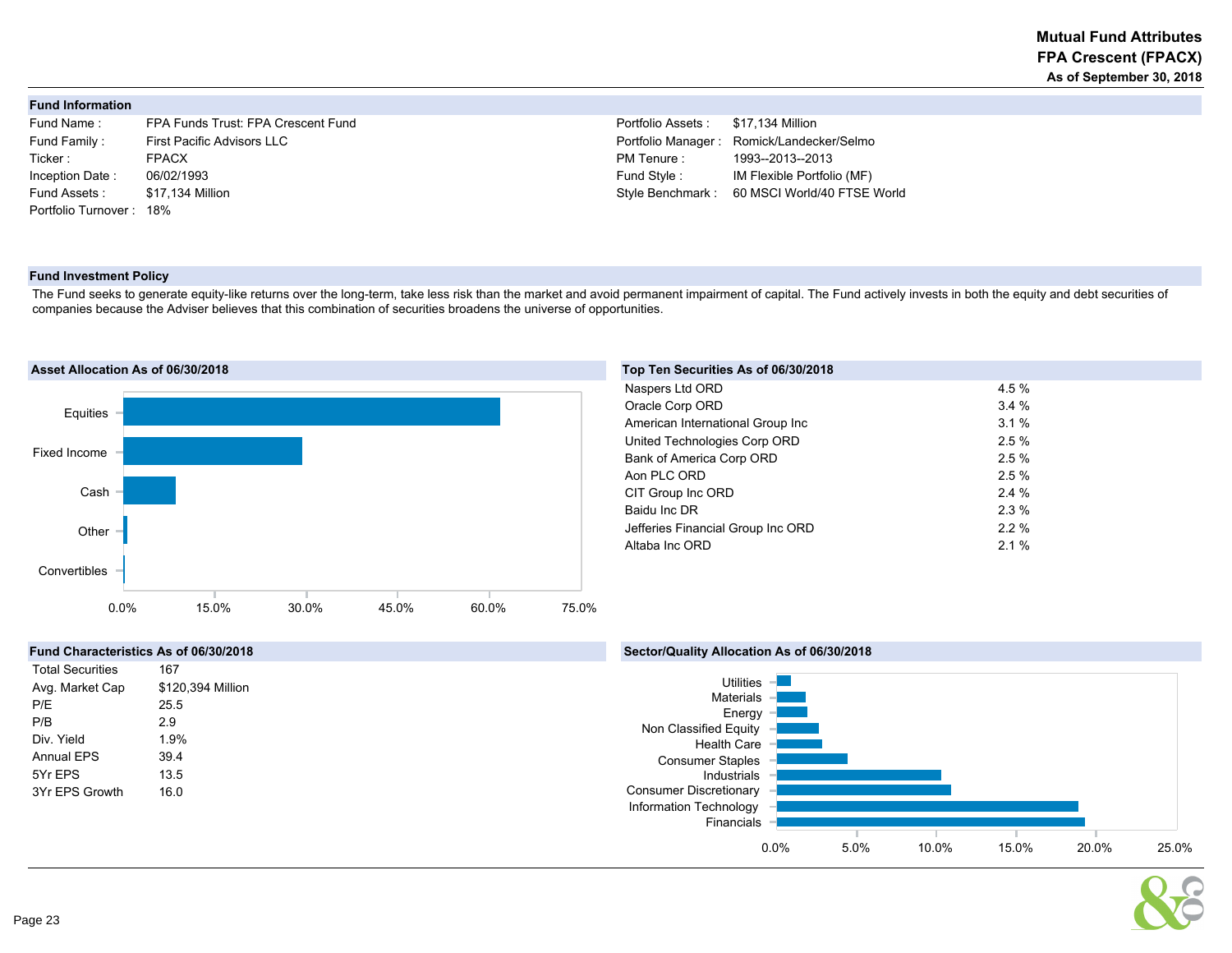# Mutual Fund Attributes
## FPA Crescent (FPACX)
### As of September 30, 2018

## Fund Information

| | | | |
|---|---|---|---|
| Fund Name : | FPA Funds Trust: FPA Crescent Fund | Portfolio Assets : | $17,134 Million |
| Fund Family : | First Pacific Advisors LLC | Portfolio Manager : | Romick/Landecker/Selmo |
| Ticker : | FPACX | PM Tenure : | 1993--2013--2013 |
| Inception Date : | 06/02/1993 | Fund Style : | IM Flexible Portfolio (MF) |
| Fund Assets : | $17,134 Million | Style Benchmark : | 60 MSCI World/40 FTSE World |
| Portfolio Turnover : | 18% | | |

## Fund Investment Policy

The Fund seeks to generate equity-like returns over the long-term, take less risk than the market and avoid permanent impairment of capital. The Fund actively invests in both the equity and debt securities of companies because the Adviser believes that this combination of securities broadens the universe of opportunities.

## Asset Allocation As of 06/30/2018

Equities, Fixed Income, Cash, Other, Convertibles

0.0% 15.0% 30.0% 45.0% 60.0% 75.0%

## Top Ten Securities As of 06/30/2018

| Security | Weight |
|---|---|
| Naspers Ltd ORD | 4.5 % |
| Oracle Corp ORD | 3.4 % |
| American International Group Inc | 3.1 % |
| United Technologies Corp ORD | 2.5 % |
| Bank of America Corp ORD | 2.5 % |
| Aon PLC ORD | 2.5 % |
| CIT Group Inc ORD | 2.4 % |
| Baidu Inc DR | 2.3 % |
| Jefferies Financial Group Inc ORD | 2.2 % |
| Altaba Inc ORD | 2.1 % |

## Fund Characteristics As of 06/30/2018

| | |
|---|---|
| Total Securities | 167 |
| Avg. Market Cap | $120,394 Million |
| P/E | 25.5 |
| P/B | 2.9 |
| Div. Yield | 1.9% |
| Annual EPS | 39.4 |
| 5Yr EPS | 13.5 |
| 3Yr EPS Growth | 16.0 |

## Sector/Quality Allocation As of 06/30/2018

Utilities, Materials, Energy, Non Classified Equity, Health Care, Consumer Staples, Industrials, Consumer Discretionary, Information Technology, Financials

0.0% 5.0% 10.0% 15.0% 20.0% 25.0%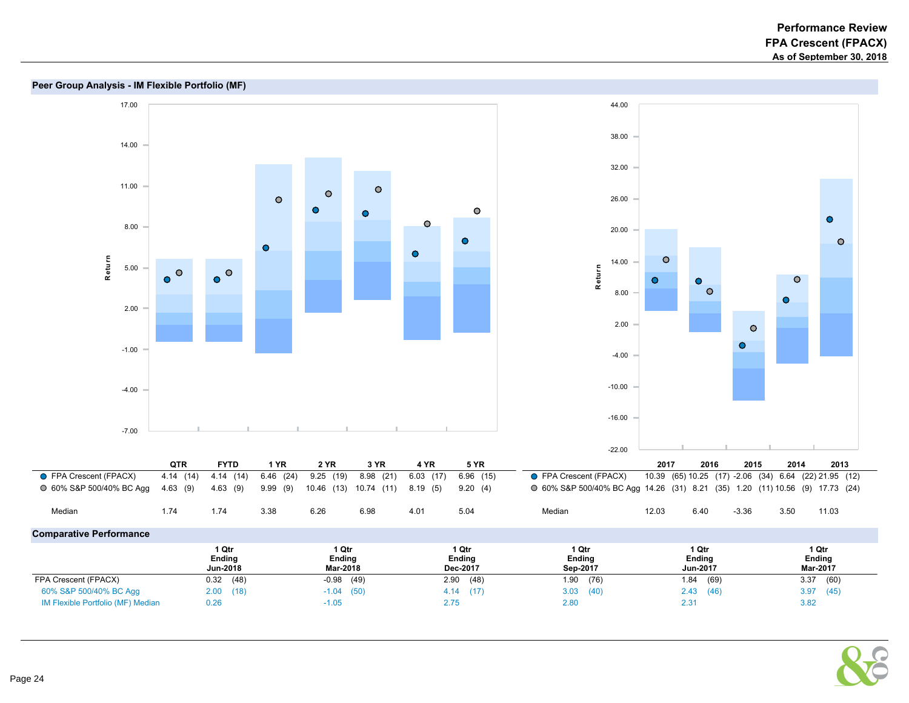# Performance Review
## FPA Crescent (FPACX)
### As of September 30, 2018

## Peer Group Analysis - IM Flexible Portfolio (MF)

| | QTR | FYTD | 1 YR | 2 YR | 3 YR | 4 YR | 5 YR |
|---|---|---|---|---|---|---|---|
| FPA Crescent (FPACX) | 4.14 (14) | 4.14 (14) | 6.46 (24) | 9.25 (19) | 8.98 (21) | 6.03 (17) | 6.96 (15) |
| 60% S&P 500/40% BC Agg | 4.63 (9) | 4.63 (9) | 9.99 (9) | 10.46 (13) | 10.74 (11) | 8.19 (5) | 9.20 (4) |
| Median | 1.74 | 1.74 | 3.38 | 6.26 | 6.98 | 4.01 | 5.04 |

| | 2017 | 2016 | 2015 | 2014 | 2013 |
|---|---|---|---|---|---|
| FPA Crescent (FPACX) | 10.39 (65) | 10.25 (17) | -2.06 (34) | 6.64 (22) | 21.95 (12) |
| 60% S&P 500/40% BC Agg | 14.26 (31) | 8.21 (35) | 1.20 (11) | 10.56 (9) | 17.73 (24) |
| Median | 12.03 | 6.40 | -3.36 | 3.50 | 11.03 |

## Comparative Performance

| | 1 Qtr Ending Jun-2018 | 1 Qtr Ending Mar-2018 | 1 Qtr Ending Dec-2017 | 1 Qtr Ending Sep-2017 | 1 Qtr Ending Jun-2017 | 1 Qtr Ending Mar-2017 |
|---|---|---|---|---|---|---|
| FPA Crescent (FPACX) | 0.32 (48) | -0.98 (49) | 2.90 (48) | 1.90 (76) | 1.84 (69) | 3.37 (60) |
| 60% S&P 500/40% BC Agg | 2.00 (18) | -1.04 (50) | 4.14 (17) | 3.03 (40) | 2.43 (46) | 3.97 (45) |
| IM Flexible Portfolio (MF) Median | 0.26 | -1.05 | 2.75 | 2.80 | 2.31 | 3.82 |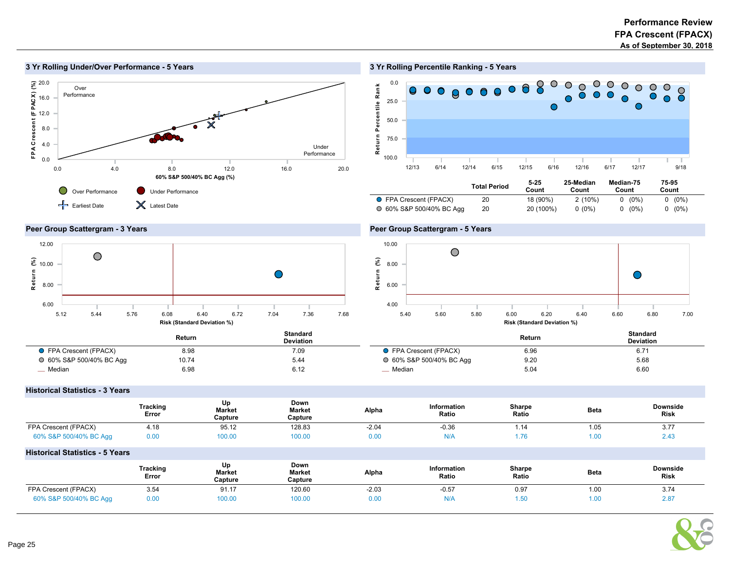# Performance Review
## FPA Crescent (FPACX)
### As of September 30, 2018

## 3 Yr Rolling Under/Over Performance - 5 Years

## 3 Yr Rolling Percentile Ranking - 5 Years

| | Total Period | 5-25 Count | 25-Median Count | Median-75 Count | 75-95 Count |
|---|---|---|---|---|---|
| FPA Crescent (FPACX) | 20 | 18 (90%) | 2 (10%) | 0 (0%) | 0 (0%) |
| 60% S&P 500/40% BC Agg | 20 | 20 (100%) | 0 (0%) | 0 (0%) | 0 (0%) |

## Peer Group Scattergram - 3 Years

| | Return | Standard Deviation |
|---|---|---|
| FPA Crescent (FPACX) | 8.98 | 7.09 |
| 60% S&P 500/40% BC Agg | 10.74 | 5.44 |
| Median | 6.98 | 6.12 |

## Peer Group Scattergram - 5 Years

| | Return | Standard Deviation |
|---|---|---|
| FPA Crescent (FPACX) | 6.96 | 6.71 |
| 60% S&P 500/40% BC Agg | 9.20 | 5.68 |
| Median | 5.04 | 6.60 |

## Historical Statistics - 3 Years

| | Tracking Error | Up Market Capture | Down Market Capture | Alpha | Information Ratio | Sharpe Ratio | Beta | Downside Risk |
|---|---|---|---|---|---|---|---|---|
| FPA Crescent (FPACX) | 4.18 | 95.12 | 128.83 | -2.04 | -0.36 | 1.14 | 1.05 | 3.77 |
| 60% S&P 500/40% BC Agg | 0.00 | 100.00 | 100.00 | 0.00 | N/A | 1.76 | 1.00 | 2.43 |

## Historical Statistics - 5 Years

| | Tracking Error | Up Market Capture | Down Market Capture | Alpha | Information Ratio | Sharpe Ratio | Beta | Downside Risk |
|---|---|---|---|---|---|---|---|---|
| FPA Crescent (FPACX) | 3.54 | 91.17 | 120.60 | -2.03 | -0.57 | 0.97 | 1.00 | 3.74 |
| 60% S&P 500/40% BC Agg | 0.00 | 100.00 | 100.00 | 0.00 | N/A | 1.50 | 1.00 | 2.87 |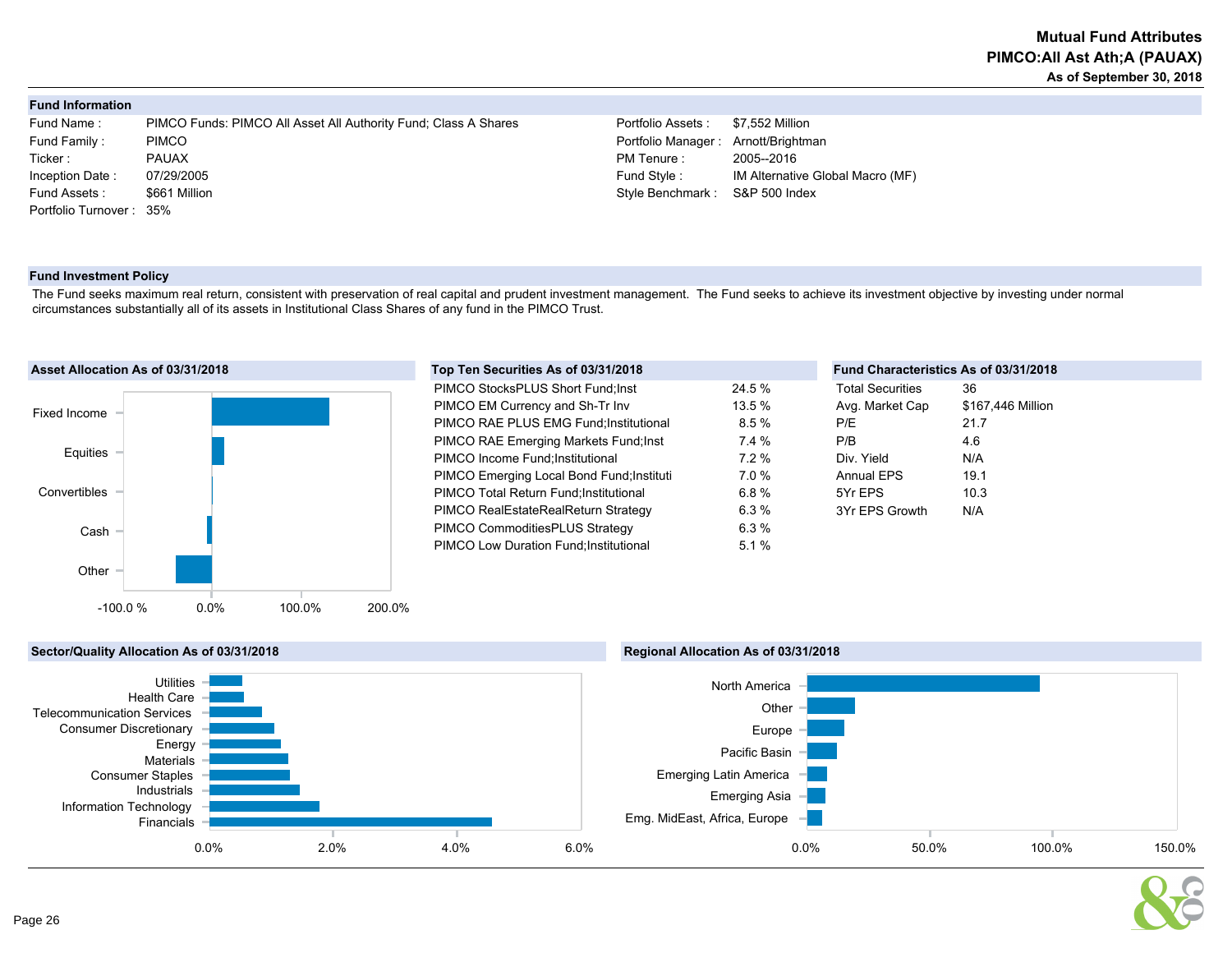# Mutual Fund Attributes
## PIMCO:All Ast Ath;A (PAUAX)
### As of September 30, 2018

## Fund Information

| | | | |
|---|---|---|---|
| Fund Name : | PIMCO Funds: PIMCO All Asset All Authority Fund; Class A Shares | Portfolio Assets : | $7,552 Million |
| Fund Family : | PIMCO | Portfolio Manager : | Arnott/Brightman |
| Ticker : | PAUAX | PM Tenure : | 2005--2016 |
| Inception Date : | 07/29/2005 | Fund Style : | IM Alternative Global Macro (MF) |
| Fund Assets : | $661 Million | Style Benchmark : | S&P 500 Index |
| Portfolio Turnover : | 35% | | |

## Fund Investment Policy

The Fund seeks maximum real return, consistent with preservation of real capital and prudent investment management. The Fund seeks to achieve its investment objective by investing under normal circumstances substantially all of its assets in Institutional Class Shares of any fund in the PIMCO Trust.

## Asset Allocation As of 03/31/2018

Categories: Fixed Income, Equities, Convertibles, Cash, Other (axis: -100.0 %, 0.0%, 100.0%, 200.0%)

## Top Ten Securities As of 03/31/2018

| Security | Weight |
|---|---|
| PIMCO StocksPLUS Short Fund;Inst | 24.5 % |
| PIMCO EM Currency and Sh-Tr Inv | 13.5 % |
| PIMCO RAE PLUS EMG Fund;Institutional | 8.5 % |
| PIMCO RAE Emerging Markets Fund;Inst | 7.4 % |
| PIMCO Income Fund;Institutional | 7.2 % |
| PIMCO Emerging Local Bond Fund;Instituti | 7.0 % |
| PIMCO Total Return Fund;Institutional | 6.8 % |
| PIMCO RealEstateRealReturn Strategy | 6.3 % |
| PIMCO CommoditiesPLUS Strategy | 6.3 % |
| PIMCO Low Duration Fund;Institutional | 5.1 % |

## Fund Characteristics As of 03/31/2018

| | |
|---|---|
| Total Securities | 36 |
| Avg. Market Cap | $167,446 Million |
| P/E | 21.7 |
| P/B | 4.6 |
| Div. Yield | N/A |
| Annual EPS | 19.1 |
| 5Yr EPS | 10.3 |
| 3Yr EPS Growth | N/A |

## Sector/Quality Allocation As of 03/31/2018

Categories: Utilities, Health Care, Telecommunication Services, Consumer Discretionary, Energy, Materials, Consumer Staples, Industrials, Information Technology, Financials (axis: 0.0%, 2.0%, 4.0%, 6.0%)

## Regional Allocation As of 03/31/2018

Categories: North America, Other, Europe, Pacific Basin, Emerging Latin America, Emerging Asia, Emg. MidEast, Africa, Europe (axis: 0.0%, 50.0%, 100.0%, 150.0%)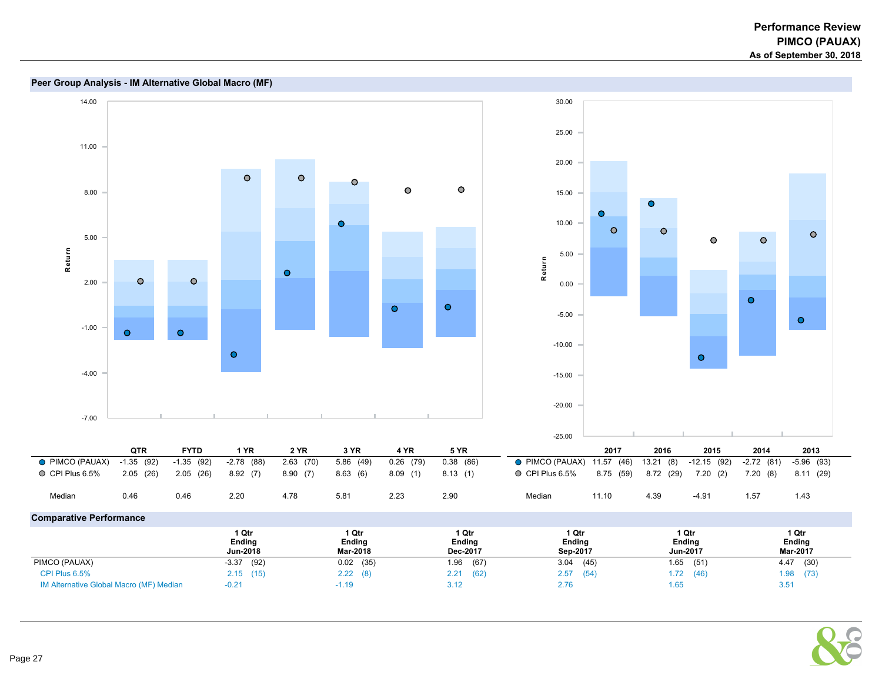# Performance Review
## PIMCO (PAUAX)
### As of September 30, 2018

## Peer Group Analysis - IM Alternative Global Macro (MF)

| | QTR | FYTD | 1 YR | 2 YR | 3 YR | 4 YR | 5 YR |
|---|---|---|---|---|---|---|---|
| PIMCO (PAUAX) | -1.35 (92) | -1.35 (92) | -2.78 (88) | 2.63 (70) | 5.86 (49) | 0.26 (79) | 0.38 (86) |
| CPI Plus 6.5% | 2.05 (26) | 2.05 (26) | 8.92 (7) | 8.90 (7) | 8.63 (6) | 8.09 (1) | 8.13 (1) |
| Median | 0.46 | 0.46 | 2.20 | 4.78 | 5.81 | 2.23 | 2.90 |

| | 2017 | 2016 | 2015 | 2014 | 2013 |
|---|---|---|---|---|---|
| PIMCO (PAUAX) | 11.57 (46) | 13.21 (8) | -12.15 (92) | -2.72 (81) | -5.96 (93) |
| CPI Plus 6.5% | 8.75 (59) | 8.72 (29) | 7.20 (2) | 7.20 (8) | 8.11 (29) |
| Median | 11.10 | 4.39 | -4.91 | 1.57 | 1.43 |

## Comparative Performance

| | 1 Qtr Ending Jun-2018 | 1 Qtr Ending Mar-2018 | 1 Qtr Ending Dec-2017 | 1 Qtr Ending Sep-2017 | 1 Qtr Ending Jun-2017 | 1 Qtr Ending Mar-2017 |
|---|---|---|---|---|---|---|
| PIMCO (PAUAX) | -3.37 (92) | 0.02 (35) | 1.96 (67) | 3.04 (45) | 1.65 (51) | 4.47 (30) |
| CPI Plus 6.5% | 2.15 (15) | 2.22 (8) | 2.21 (62) | 2.57 (54) | 1.72 (46) | 1.98 (73) |
| IM Alternative Global Macro (MF) Median | -0.21 | -1.19 | 3.12 | 2.76 | 1.65 | 3.51 |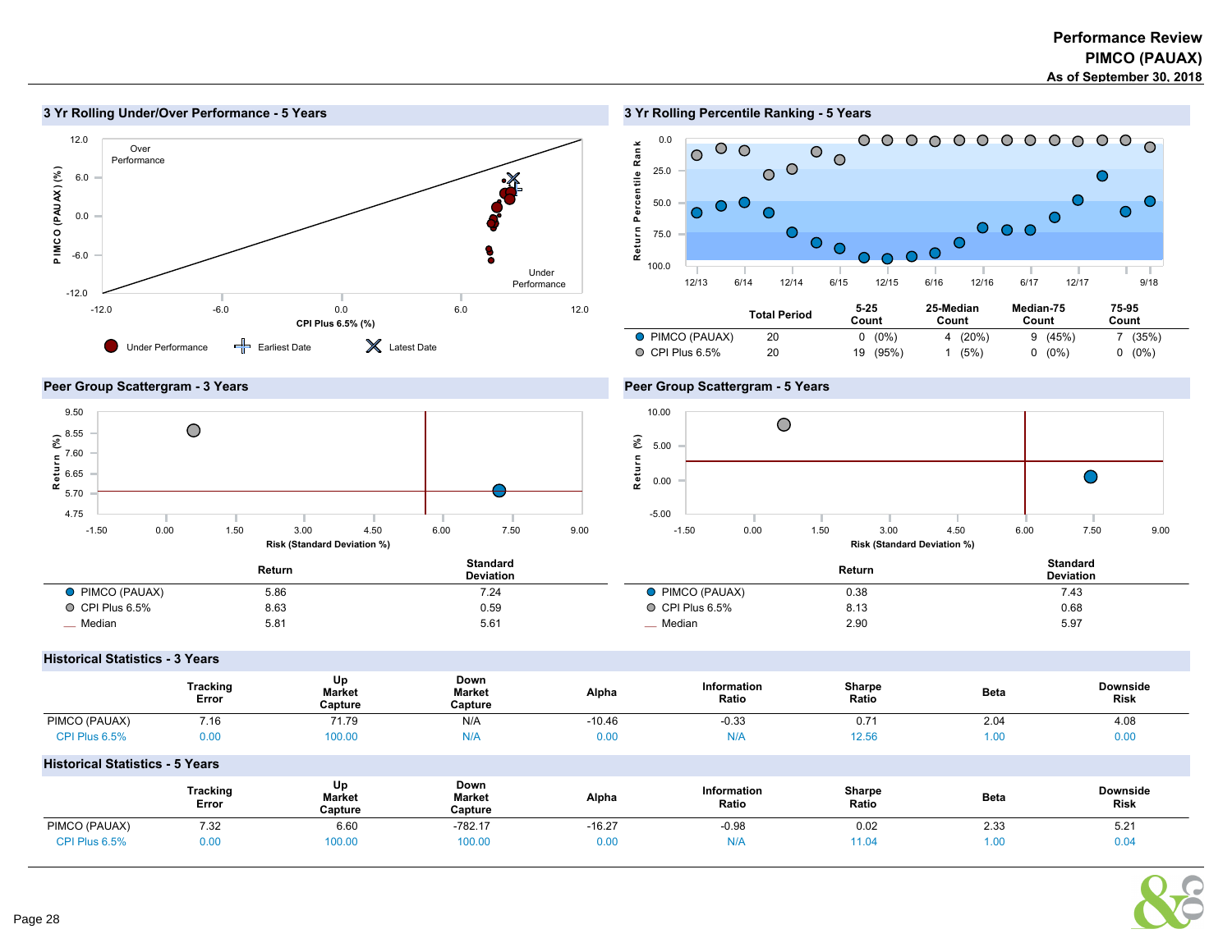# Performance Review
## PIMCO (PAUAX)
### As of September 30, 2018

## 3 Yr Rolling Under/Over Performance - 5 Years

Over Performance

Under Performance

PIMCO (PAUAX) (%)

CPI Plus 6.5% (%)

Under Performance | Earliest Date | Latest Date

## 3 Yr Rolling Percentile Ranking - 5 Years

|  | Total Period | 5-25 Count | 25-Median Count | Median-75 Count | 75-95 Count |
|---|---|---|---|---|---|
| PIMCO (PAUAX) | 20 | 0 (0%) | 4 (20%) | 9 (45%) | 7 (35%) |
| CPI Plus 6.5% | 20 | 19 (95%) | 1 (5%) | 0 (0%) | 0 (0%) |

## Peer Group Scattergram - 3 Years

|  | Return | Standard Deviation |
|---|---|---|
| PIMCO (PAUAX) | 5.86 | 7.24 |
| CPI Plus 6.5% | 8.63 | 0.59 |
| Median | 5.81 | 5.61 |

## Peer Group Scattergram - 5 Years

|  | Return | Standard Deviation |
|---|---|---|
| PIMCO (PAUAX) | 0.38 | 7.43 |
| CPI Plus 6.5% | 8.13 | 0.68 |
| Median | 2.90 | 5.97 |

## Historical Statistics - 3 Years

|  | Tracking Error | Up Market Capture | Down Market Capture | Alpha | Information Ratio | Sharpe Ratio | Beta | Downside Risk |
|---|---|---|---|---|---|---|---|---|
| PIMCO (PAUAX) | 7.16 | 71.79 | N/A | -10.46 | -0.33 | 0.71 | 2.04 | 4.08 |
| CPI Plus 6.5% | 0.00 | 100.00 | N/A | 0.00 | N/A | 12.56 | 1.00 | 0.00 |

## Historical Statistics - 5 Years

|  | Tracking Error | Up Market Capture | Down Market Capture | Alpha | Information Ratio | Sharpe Ratio | Beta | Downside Risk |
|---|---|---|---|---|---|---|---|---|
| PIMCO (PAUAX) | 7.32 | 6.60 | -782.17 | -16.27 | -0.98 | 0.02 | 2.33 | 5.21 |
| CPI Plus 6.5% | 0.00 | 100.00 | 100.00 | 0.00 | N/A | 11.04 | 1.00 | 0.04 |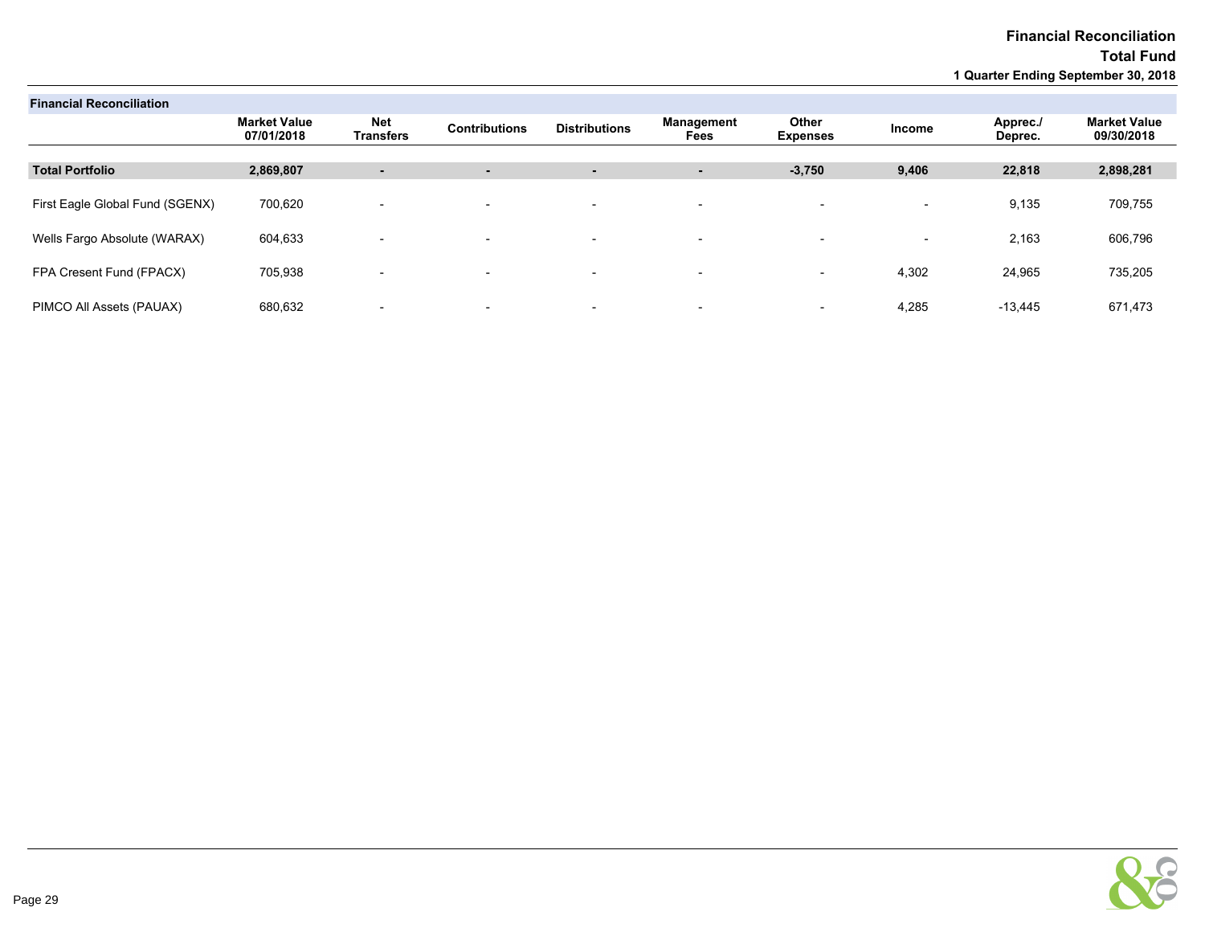# Financial Reconciliation

## Total Fund

### 1 Quarter Ending September 30, 2018

**Financial Reconciliation**

| | Market Value 07/01/2018 | Net Transfers | Contributions | Distributions | Management Fees | Other Expenses | Income | Apprec./ Deprec. | Market Value 09/30/2018 |
|---|---|---|---|---|---|---|---|---|---|
| **Total Portfolio** | **2,869,807** | **-** | **-** | **-** | **-** | **-3,750** | **9,406** | **22,818** | **2,898,281** |
| First Eagle Global Fund (SGENX) | 700,620 | - | - | - | - | - | - | 9,135 | 709,755 |
| Wells Fargo Absolute (WARAX) | 604,633 | - | - | - | - | - | - | 2,163 | 606,796 |
| FPA Cresent Fund (FPACX) | 705,938 | - | - | - | - | - | 4,302 | 24,965 | 735,205 |
| PIMCO All Assets (PAUAX) | 680,632 | - | - | - | - | - | 4,285 | -13,445 | 671,473 |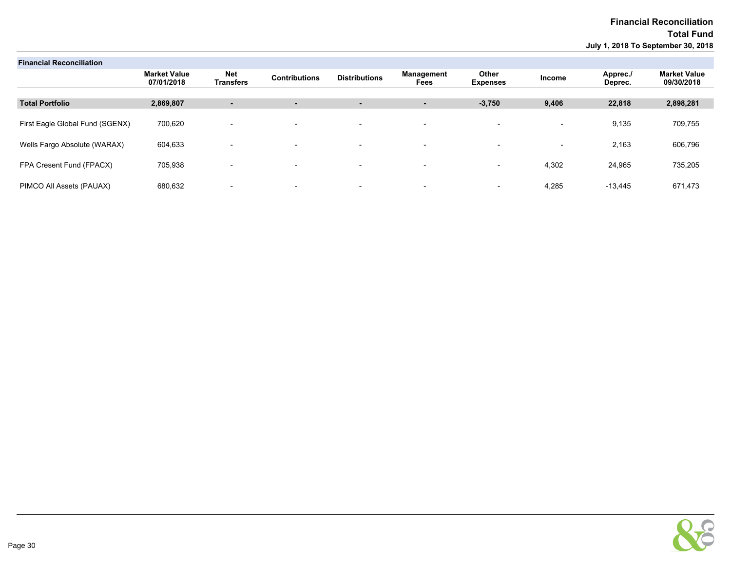# Financial Reconciliation

## Total Fund

**July 1, 2018 To September 30, 2018**

**Financial Reconciliation**

| | Market Value 07/01/2018 | Net Transfers | Contributions | Distributions | Management Fees | Other Expenses | Income | Apprec./ Deprec. | Market Value 09/30/2018 |
|---|---|---|---|---|---|---|---|---|---|
| **Total Portfolio** | **2,869,807** | **-** | **-** | **-** | **-** | **-3,750** | **9,406** | **22,818** | **2,898,281** |
| First Eagle Global Fund (SGENX) | 700,620 | - | - | - | - | - | - | 9,135 | 709,755 |
| Wells Fargo Absolute (WARAX) | 604,633 | - | - | - | - | - | - | 2,163 | 606,796 |
| FPA Cresent Fund (FPACX) | 705,938 | - | - | - | - | - | 4,302 | 24,965 | 735,205 |
| PIMCO All Assets (PAUAX) | 680,632 | - | - | - | - | - | 4,285 | -13,445 | 671,473 |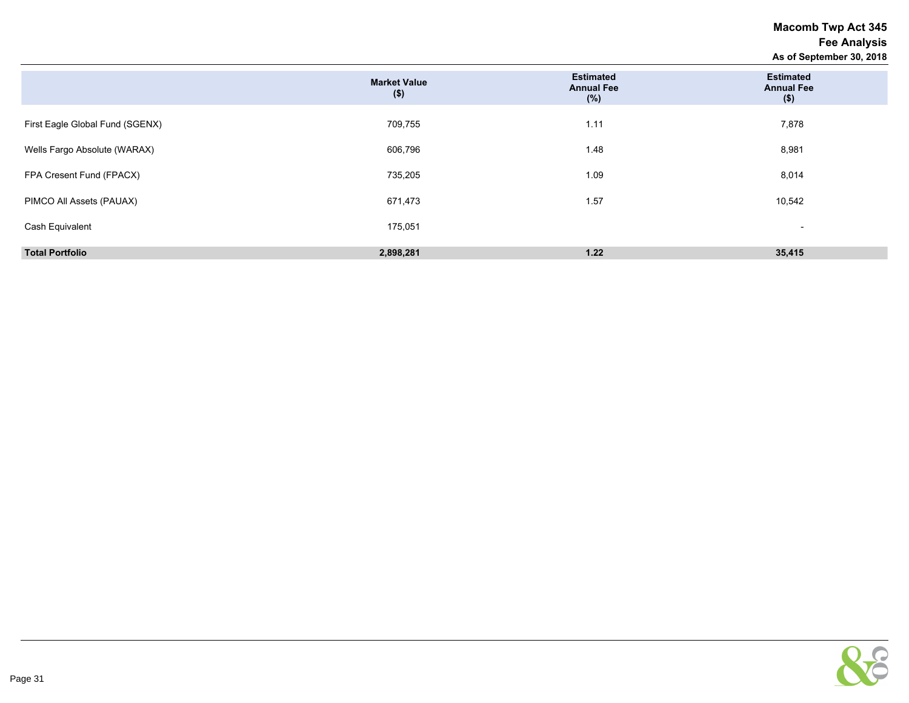**Macomb Twp Act 345**
**Fee Analysis**
**As of September 30, 2018**

| | Market Value ($) | Estimated Annual Fee (%) | Estimated Annual Fee ($) |
|---|---|---|---|
| First Eagle Global Fund (SGENX) | 709,755 | 1.11 | 7,878 |
| Wells Fargo Absolute (WARAX) | 606,796 | 1.48 | 8,981 |
| FPA Cresent Fund (FPACX) | 735,205 | 1.09 | 8,014 |
| PIMCO All Assets (PAUAX) | 671,473 | 1.57 | 10,542 |
| Cash Equivalent | 175,051 | | - |
| **Total Portfolio** | **2,898,281** | **1.22** | **35,415** |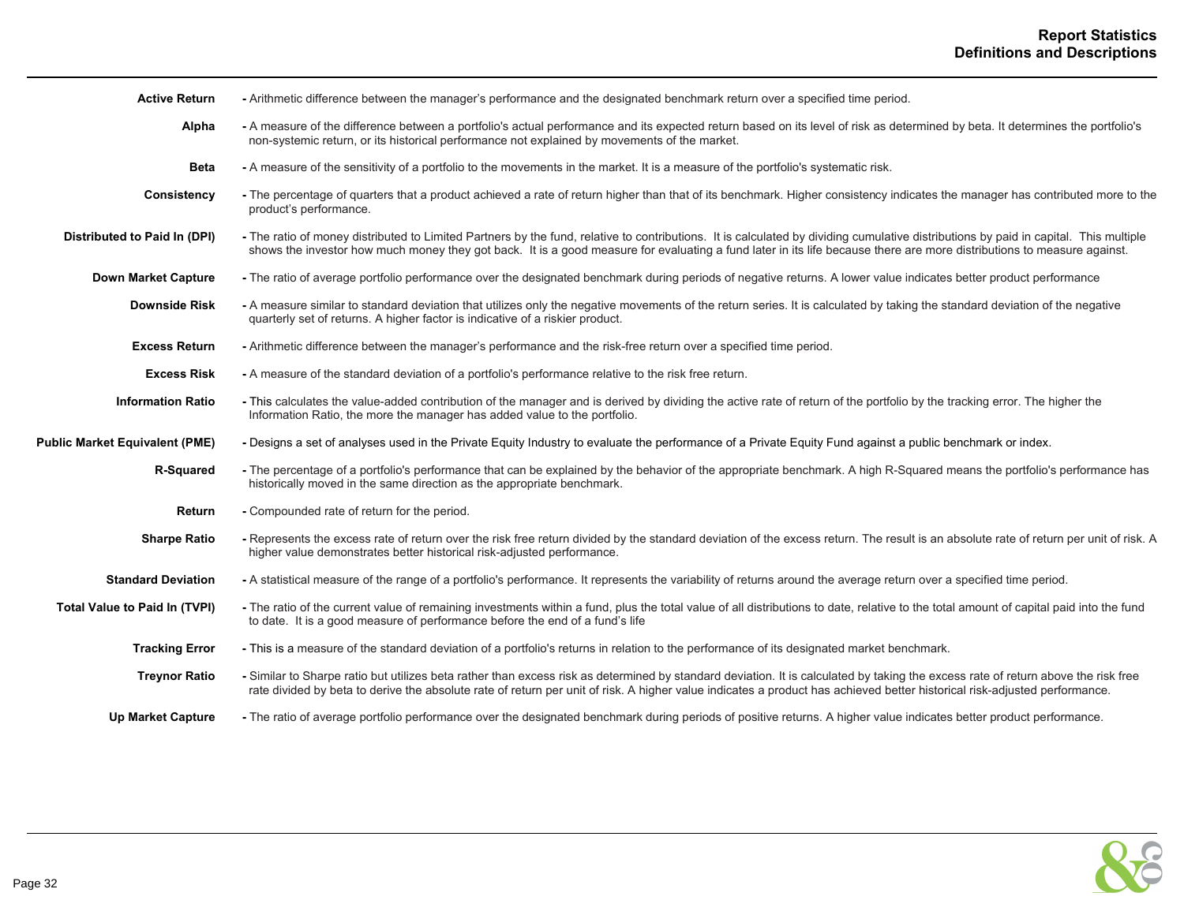# Report Statistics
## Definitions and Descriptions

**Active Return** - Arithmetic difference between the manager's performance and the designated benchmark return over a specified time period.

**Alpha** - A measure of the difference between a portfolio's actual performance and its expected return based on its level of risk as determined by beta. It determines the portfolio's non-systemic return, or its historical performance not explained by movements of the market.

**Beta** - A measure of the sensitivity of a portfolio to the movements in the market. It is a measure of the portfolio's systematic risk.

**Consistency** - The percentage of quarters that a product achieved a rate of return higher than that of its benchmark. Higher consistency indicates the manager has contributed more to the product's performance.

**Distributed to Paid In (DPI)** - The ratio of money distributed to Limited Partners by the fund, relative to contributions. It is calculated by dividing cumulative distributions by paid in capital. This multiple shows the investor how much money they got back. It is a good measure for evaluating a fund later in its life because there are more distributions to measure against.

**Down Market Capture** - The ratio of average portfolio performance over the designated benchmark during periods of negative returns. A lower value indicates better product performance

**Downside Risk** - A measure similar to standard deviation that utilizes only the negative movements of the return series. It is calculated by taking the standard deviation of the negative quarterly set of returns. A higher factor is indicative of a riskier product.

**Excess Return** - Arithmetic difference between the manager's performance and the risk-free return over a specified time period.

**Excess Risk** - A measure of the standard deviation of a portfolio's performance relative to the risk free return.

**Information Ratio** - This calculates the value-added contribution of the manager and is derived by dividing the active rate of return of the portfolio by the tracking error. The higher the Information Ratio, the more the manager has added value to the portfolio.

**Public Market Equivalent (PME)** - Designs a set of analyses used in the Private Equity Industry to evaluate the performance of a Private Equity Fund against a public benchmark or index.

**R-Squared** - The percentage of a portfolio's performance that can be explained by the behavior of the appropriate benchmark. A high R-Squared means the portfolio's performance has historically moved in the same direction as the appropriate benchmark.

**Return** - Compounded rate of return for the period.

**Sharpe Ratio** - Represents the excess rate of return over the risk free return divided by the standard deviation of the excess return. The result is an absolute rate of return per unit of risk. A higher value demonstrates better historical risk-adjusted performance.

**Standard Deviation** - A statistical measure of the range of a portfolio's performance. It represents the variability of returns around the average return over a specified time period.

**Total Value to Paid In (TVPI)** - The ratio of the current value of remaining investments within a fund, plus the total value of all distributions to date, relative to the total amount of capital paid into the fund to date. It is a good measure of performance before the end of a fund's life

**Tracking Error** - This is a measure of the standard deviation of a portfolio's returns in relation to the performance of its designated market benchmark.

**Treynor Ratio** - Similar to Sharpe ratio but utilizes beta rather than excess risk as determined by standard deviation. It is calculated by taking the excess rate of return above the risk free rate divided by beta to derive the absolute rate of return per unit of risk. A higher value indicates a product has achieved better historical risk-adjusted performance.

**Up Market Capture** - The ratio of average portfolio performance over the designated benchmark during periods of positive returns. A higher value indicates better product performance.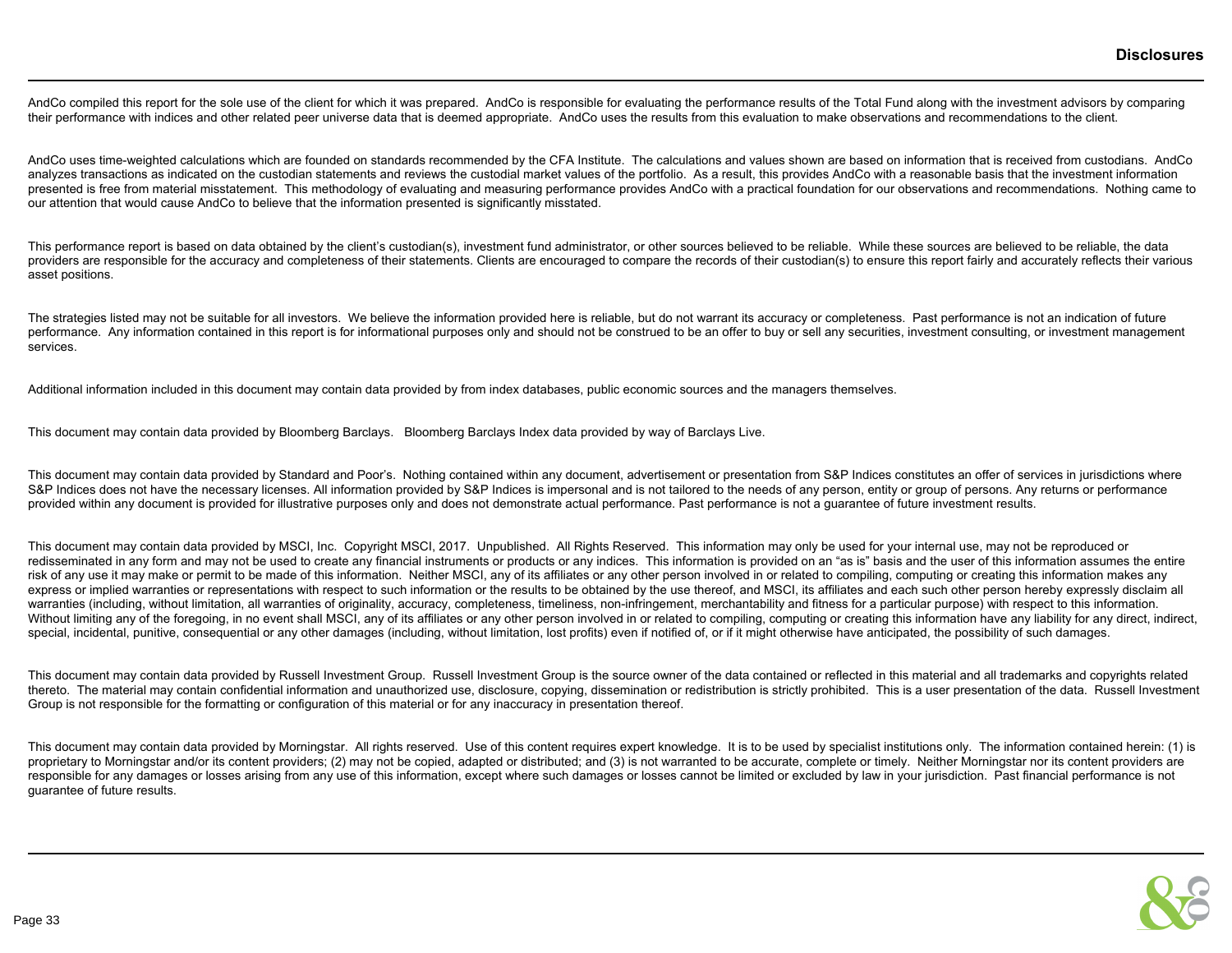# Disclosures

AndCo compiled this report for the sole use of the client for which it was prepared. AndCo is responsible for evaluating the performance results of the Total Fund along with the investment advisors by comparing their performance with indices and other related peer universe data that is deemed appropriate. AndCo uses the results from this evaluation to make observations and recommendations to the client.

AndCo uses time-weighted calculations which are founded on standards recommended by the CFA Institute. The calculations and values shown are based on information that is received from custodians. AndCo analyzes transactions as indicated on the custodian statements and reviews the custodial market values of the portfolio. As a result, this provides AndCo with a reasonable basis that the investment information presented is free from material misstatement. This methodology of evaluating and measuring performance provides AndCo with a practical foundation for our observations and recommendations. Nothing came to our attention that would cause AndCo to believe that the information presented is significantly misstated.

This performance report is based on data obtained by the client's custodian(s), investment fund administrator, or other sources believed to be reliable. While these sources are believed to be reliable, the data providers are responsible for the accuracy and completeness of their statements. Clients are encouraged to compare the records of their custodian(s) to ensure this report fairly and accurately reflects their various asset positions.

The strategies listed may not be suitable for all investors. We believe the information provided here is reliable, but do not warrant its accuracy or completeness. Past performance is not an indication of future performance. Any information contained in this report is for informational purposes only and should not be construed to be an offer to buy or sell any securities, investment consulting, or investment management services.

Additional information included in this document may contain data provided by from index databases, public economic sources and the managers themselves.

This document may contain data provided by Bloomberg Barclays. Bloomberg Barclays Index data provided by way of Barclays Live.

This document may contain data provided by Standard and Poor's. Nothing contained within any document, advertisement or presentation from S&P Indices constitutes an offer of services in jurisdictions where S&P Indices does not have the necessary licenses. All information provided by S&P Indices is impersonal and is not tailored to the needs of any person, entity or group of persons. Any returns or performance provided within any document is provided for illustrative purposes only and does not demonstrate actual performance. Past performance is not a guarantee of future investment results.

This document may contain data provided by MSCI, Inc. Copyright MSCI, 2017. Unpublished. All Rights Reserved. This information may only be used for your internal use, may not be reproduced or redisseminated in any form and may not be used to create any financial instruments or products or any indices. This information is provided on an "as is" basis and the user of this information assumes the entire risk of any use it may make or permit to be made of this information. Neither MSCI, any of its affiliates or any other person involved in or related to compiling, computing or creating this information makes any express or implied warranties or representations with respect to such information or the results to be obtained by the use thereof, and MSCI, its affiliates and each such other person hereby expressly disclaim all warranties (including, without limitation, all warranties of originality, accuracy, completeness, timeliness, non-infringement, merchantability and fitness for a particular purpose) with respect to this information. Without limiting any of the foregoing, in no event shall MSCI, any of its affiliates or any other person involved in or related to compiling, computing or creating this information have any liability for any direct, indirect, special, incidental, punitive, consequential or any other damages (including, without limitation, lost profits) even if notified of, or if it might otherwise have anticipated, the possibility of such damages.

This document may contain data provided by Russell Investment Group. Russell Investment Group is the source owner of the data contained or reflected in this material and all trademarks and copyrights related thereto. The material may contain confidential information and unauthorized use, disclosure, copying, dissemination or redistribution is strictly prohibited. This is a user presentation of the data. Russell Investment Group is not responsible for the formatting or configuration of this material or for any inaccuracy in presentation thereof.

This document may contain data provided by Morningstar. All rights reserved. Use of this content requires expert knowledge. It is to be used by specialist institutions only. The information contained herein: (1) is proprietary to Morningstar and/or its content providers; (2) may not be copied, adapted or distributed; and (3) is not warranted to be accurate, complete or timely. Neither Morningstar nor its content providers are responsible for any damages or losses arising from any use of this information, except where such damages or losses cannot be limited or excluded by law in your jurisdiction. Past financial performance is not guarantee of future results.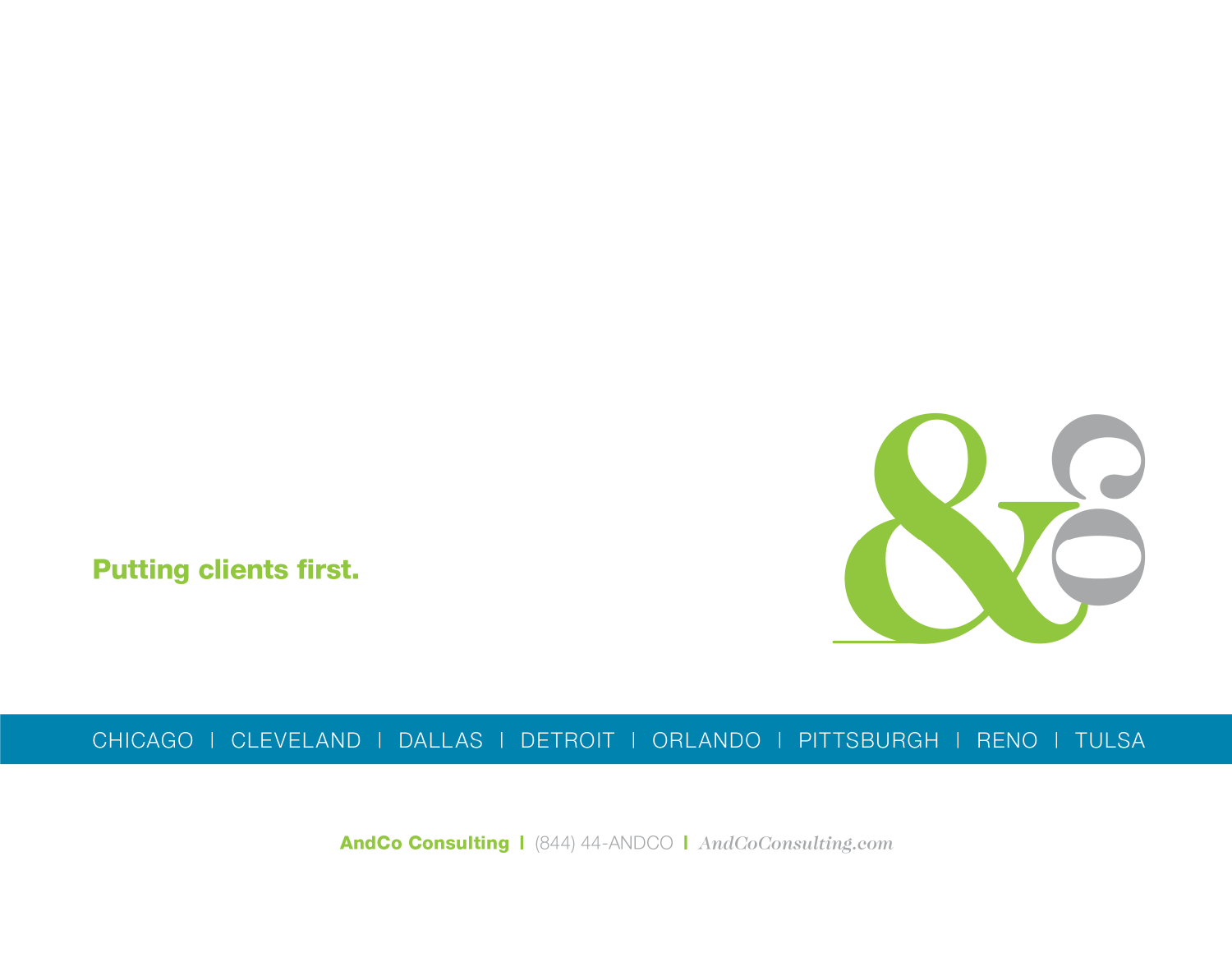**Putting clients first.**

CHICAGO | CLEVELAND | DALLAS | DETROIT | ORLANDO | PITTSBURGH | RENO | TULSA

**AndCo Consulting** | (844) 44-ANDCO | *AndCoConsulting.com*